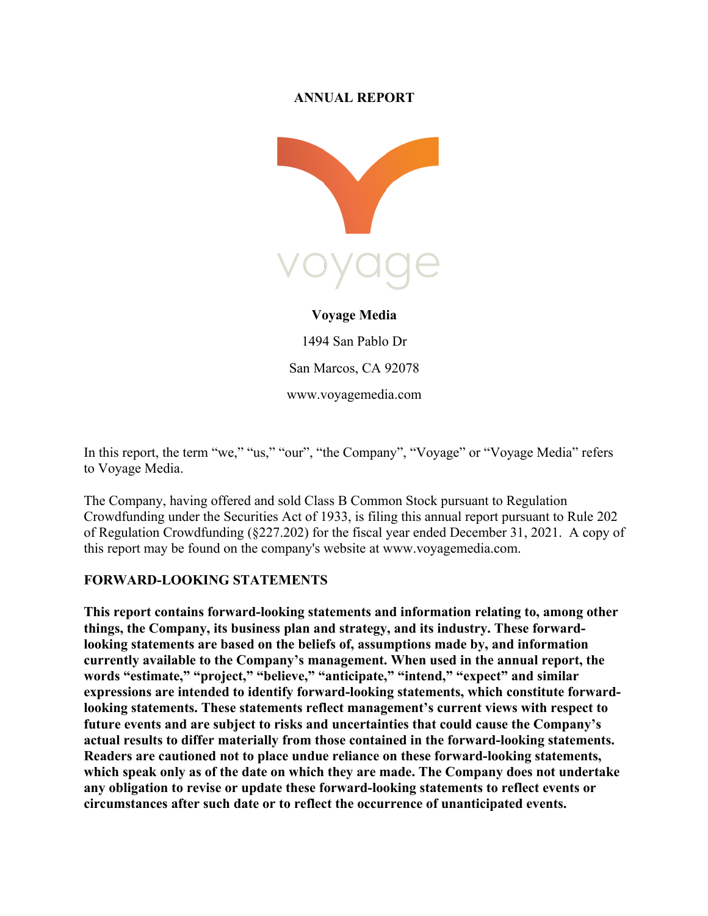# ANNUAL REPORT

voyage

**Voyage Media**

1494 San Pablo Dr

San Marcos, CA 92078

www.voyagemedia.com

In this report, the term “we,” “us,” “our”, “the Company”, “Voyage” or “Voyage Media” refers to Voyage Media.

The Company, having offered and sold Class B Common Stock pursuant to Regulation Crowdfunding under the Securities Act of 1933, is filing this annual report pursuant to Rule 202 of Regulation Crowdfunding (§227.202) for the fiscal year ended December 31, 2021. A copy of this report may be found on the company's website at www.voyagemedia.com.

## FORWARD-LOOKING STATEMENTS

**This report contains forward-looking statements and information relating to, among other things, the Company, its business plan and strategy, and its industry. These forward-looking statements are based on the beliefs of, assumptions made by, and information currently available to the Company’s management. When used in the annual report, the words “estimate,” “project,” “believe,” “anticipate,” “intend,” “expect” and similar expressions are intended to identify forward-looking statements, which constitute forward-looking statements. These statements reflect management’s current views with respect to future events and are subject to risks and uncertainties that could cause the Company’s actual results to differ materially from those contained in the forward-looking statements. Readers are cautioned not to place undue reliance on these forward-looking statements, which speak only as of the date on which they are made. The Company does not undertake any obligation to revise or update these forward-looking statements to reflect events or circumstances after such date or to reflect the occurrence of unanticipated events.**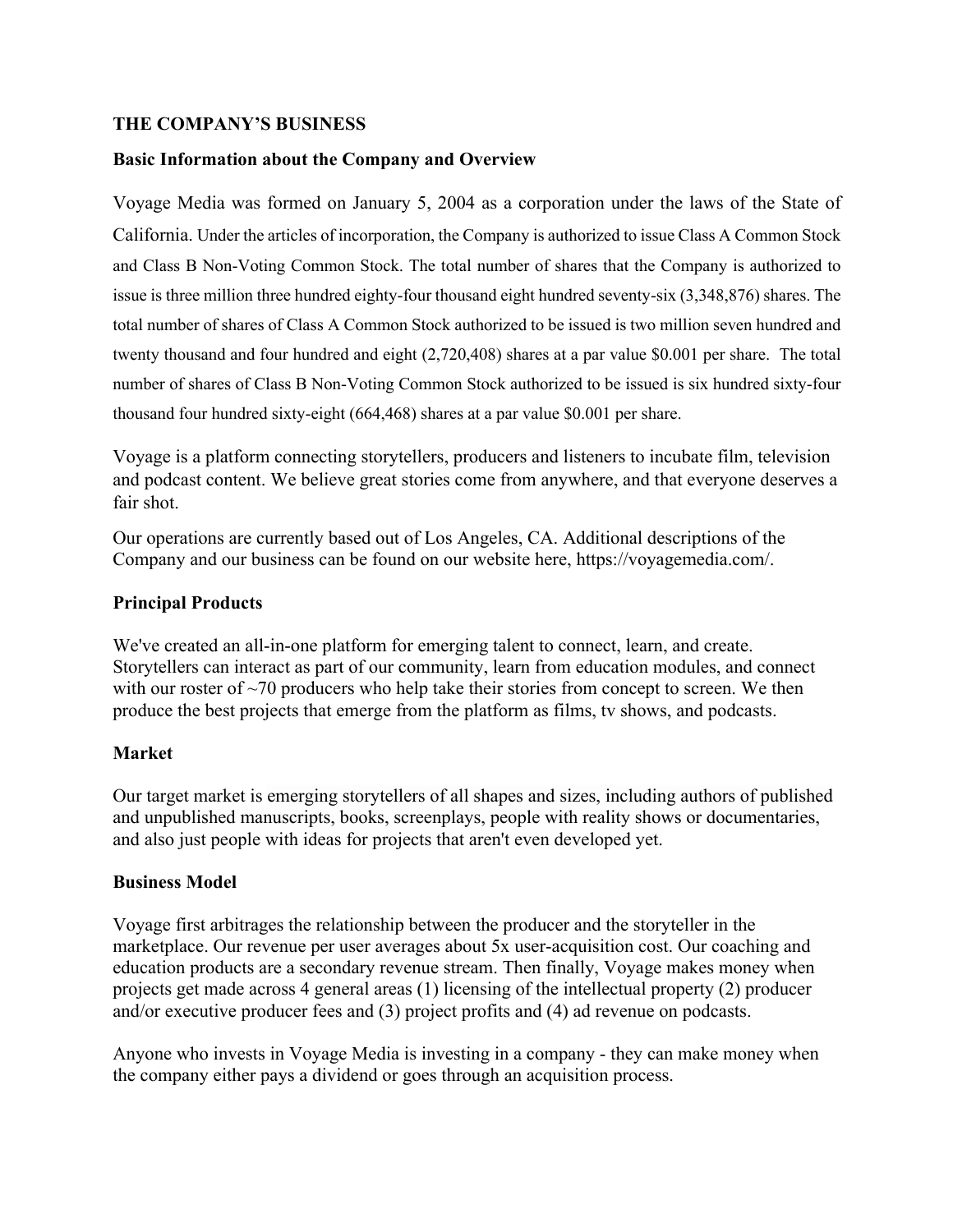## THE COMPANY'S BUSINESS

### Basic Information about the Company and Overview

Voyage Media was formed on January 5, 2004 as a corporation under the laws of the State of California. Under the articles of incorporation, the Company is authorized to issue Class A Common Stock and Class B Non-Voting Common Stock. The total number of shares that the Company is authorized to issue is three million three hundred eighty-four thousand eight hundred seventy-six (3,348,876) shares. The total number of shares of Class A Common Stock authorized to be issued is two million seven hundred and twenty thousand and four hundred and eight (2,720,408) shares at a par value $0.001 per share. The total number of shares of Class B Non-Voting Common Stock authorized to be issued is six hundred sixty-four thousand four hundred sixty-eight (664,468) shares at a par value $0.001 per share.

Voyage is a platform connecting storytellers, producers and listeners to incubate film, television and podcast content. We believe great stories come from anywhere, and that everyone deserves a fair shot.

Our operations are currently based out of Los Angeles, CA. Additional descriptions of the Company and our business can be found on our website here, https://voyagemedia.com/.

### Principal Products

We've created an all-in-one platform for emerging talent to connect, learn, and create. Storytellers can interact as part of our community, learn from education modules, and connect with our roster of ~70 producers who help take their stories from concept to screen. We then produce the best projects that emerge from the platform as films, tv shows, and podcasts.

### Market

Our target market is emerging storytellers of all shapes and sizes, including authors of published and unpublished manuscripts, books, screenplays, people with reality shows or documentaries, and also just people with ideas for projects that aren't even developed yet.

### Business Model

Voyage first arbitrages the relationship between the producer and the storyteller in the marketplace. Our revenue per user averages about 5x user-acquisition cost. Our coaching and education products are a secondary revenue stream. Then finally, Voyage makes money when projects get made across 4 general areas (1) licensing of the intellectual property (2) producer and/or executive producer fees and (3) project profits and (4) ad revenue on podcasts.

Anyone who invests in Voyage Media is investing in a company - they can make money when the company either pays a dividend or goes through an acquisition process.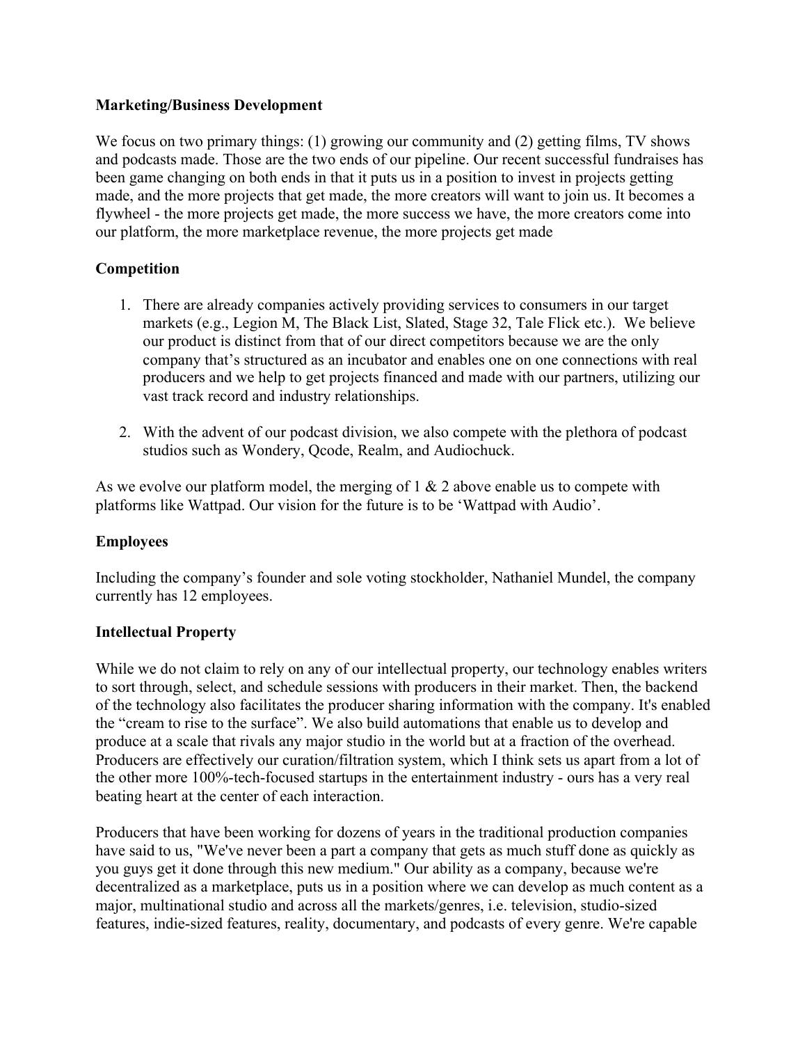**Marketing/Business Development**

We focus on two primary things: (1) growing our community and (2) getting films, TV shows and podcasts made. Those are the two ends of our pipeline. Our recent successful fundraises has been game changing on both ends in that it puts us in a position to invest in projects getting made, and the more projects that get made, the more creators will want to join us. It becomes a flywheel - the more projects get made, the more success we have, the more creators come into our platform, the more marketplace revenue, the more projects get made

**Competition**

1. There are already companies actively providing services to consumers in our target markets (e.g., Legion M, The Black List, Slated, Stage 32, Tale Flick etc.). We believe our product is distinct from that of our direct competitors because we are the only company that's structured as an incubator and enables one on one connections with real producers and we help to get projects financed and made with our partners, utilizing our vast track record and industry relationships.

2. With the advent of our podcast division, we also compete with the plethora of podcast studios such as Wondery, Qcode, Realm, and Audiochuck.

As we evolve our platform model, the merging of 1 & 2 above enable us to compete with platforms like Wattpad. Our vision for the future is to be 'Wattpad with Audio'.

**Employees**

Including the company's founder and sole voting stockholder, Nathaniel Mundel, the company currently has 12 employees.

**Intellectual Property**

While we do not claim to rely on any of our intellectual property, our technology enables writers to sort through, select, and schedule sessions with producers in their market. Then, the backend of the technology also facilitates the producer sharing information with the company. It's enabled the "cream to rise to the surface". We also build automations that enable us to develop and produce at a scale that rivals any major studio in the world but at a fraction of the overhead. Producers are effectively our curation/filtration system, which I think sets us apart from a lot of the other more 100%-tech-focused startups in the entertainment industry - ours has a very real beating heart at the center of each interaction.

Producers that have been working for dozens of years in the traditional production companies have said to us, "We've never been a part a company that gets as much stuff done as quickly as you guys get it done through this new medium." Our ability as a company, because we're decentralized as a marketplace, puts us in a position where we can develop as much content as a major, multinational studio and across all the markets/genres, i.e. television, studio-sized features, indie-sized features, reality, documentary, and podcasts of every genre. We're capable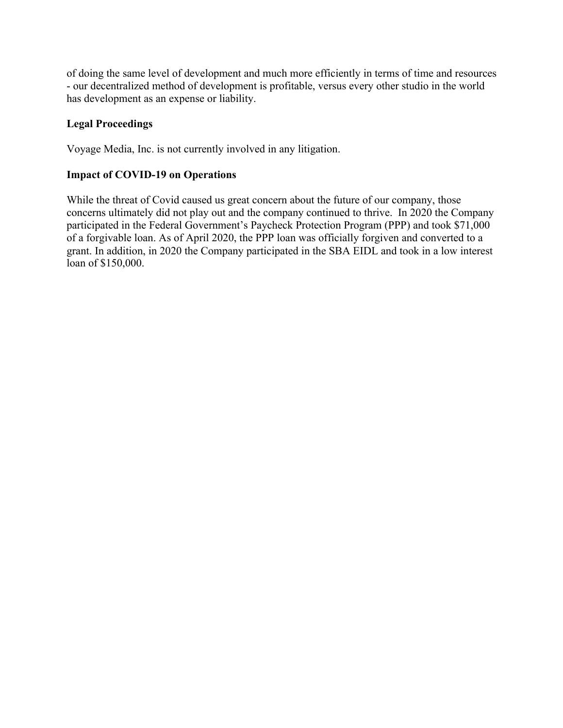of doing the same level of development and much more efficiently in terms of time and resources - our decentralized method of development is profitable, versus every other studio in the world has development as an expense or liability.

**Legal Proceedings**

Voyage Media, Inc. is not currently involved in any litigation.

**Impact of COVID-19 on Operations**

While the threat of Covid caused us great concern about the future of our company, those concerns ultimately did not play out and the company continued to thrive. In 2020 the Company participated in the Federal Government's Paycheck Protection Program (PPP) and took $71,000 of a forgivable loan. As of April 2020, the PPP loan was officially forgiven and converted to a grant. In addition, in 2020 the Company participated in the SBA EIDL and took in a low interest loan of $150,000.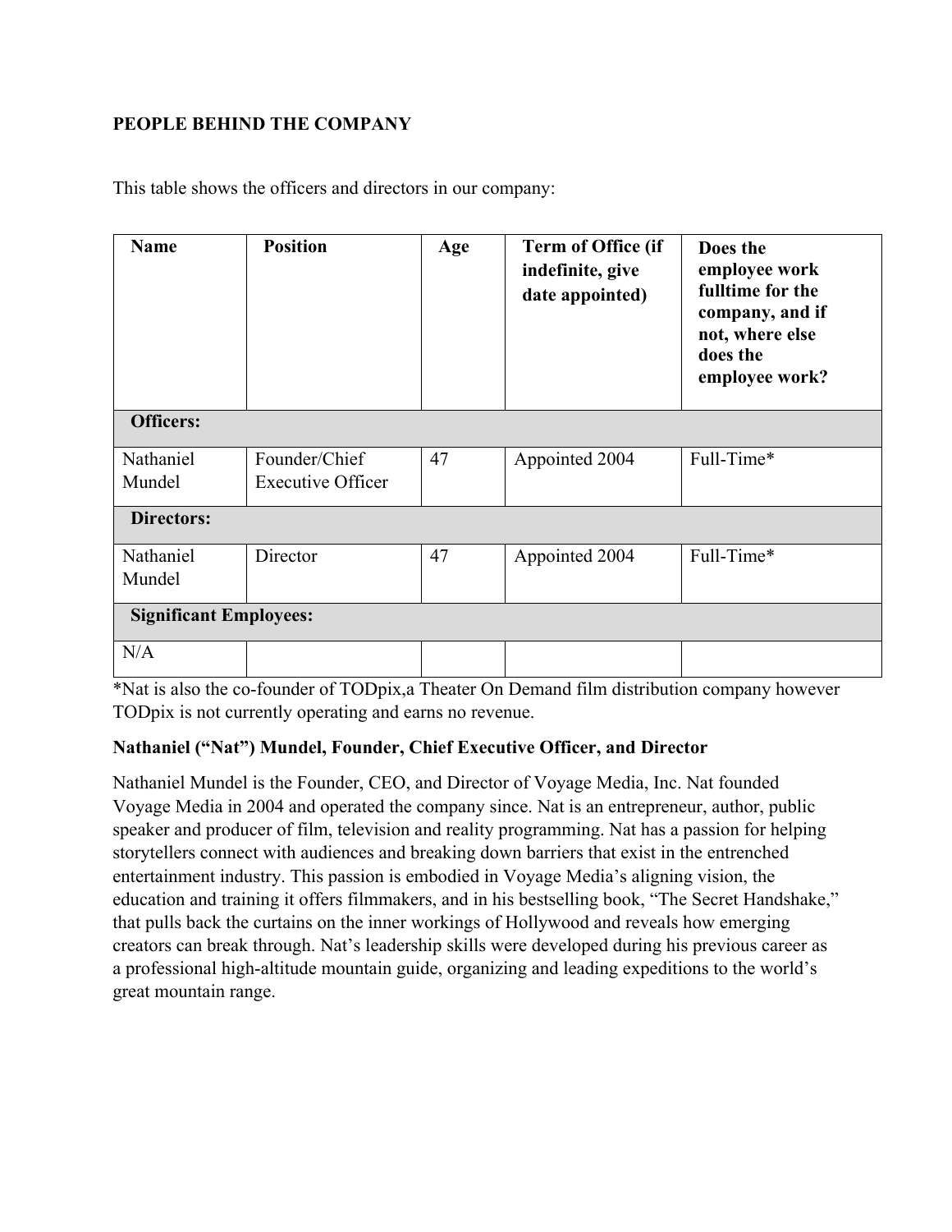**PEOPLE BEHIND THE COMPANY**

This table shows the officers and directors in our company:

| Name | Position | Age | Term of Office (if indefinite, give date appointed) | Does the employee work fulltime for the company, and if not, where else does the employee work? |
|---|---|---|---|---|
| **Officers:** | | | | |
| Nathaniel Mundel | Founder/Chief Executive Officer | 47 | Appointed 2004 | Full-Time* |
| **Directors:** | | | | |
| Nathaniel Mundel | Director | 47 | Appointed 2004 | Full-Time* |
| **Significant Employees:** | | | | |
| N/A | | | | |

*Nat is also the co-founder of TODpix,a Theater On Demand film distribution company however TODpix is not currently operating and earns no revenue.

**Nathaniel ("Nat") Mundel, Founder, Chief Executive Officer, and Director**

Nathaniel Mundel is the Founder, CEO, and Director of Voyage Media, Inc. Nat founded Voyage Media in 2004 and operated the company since. Nat is an entrepreneur, author, public speaker and producer of film, television and reality programming. Nat has a passion for helping storytellers connect with audiences and breaking down barriers that exist in the entrenched entertainment industry. This passion is embodied in Voyage Media's aligning vision, the education and training it offers filmmakers, and in his bestselling book, "The Secret Handshake," that pulls back the curtains on the inner workings of Hollywood and reveals how emerging creators can break through. Nat's leadership skills were developed during his previous career as a professional high-altitude mountain guide, organizing and leading expeditions to the world's great mountain range.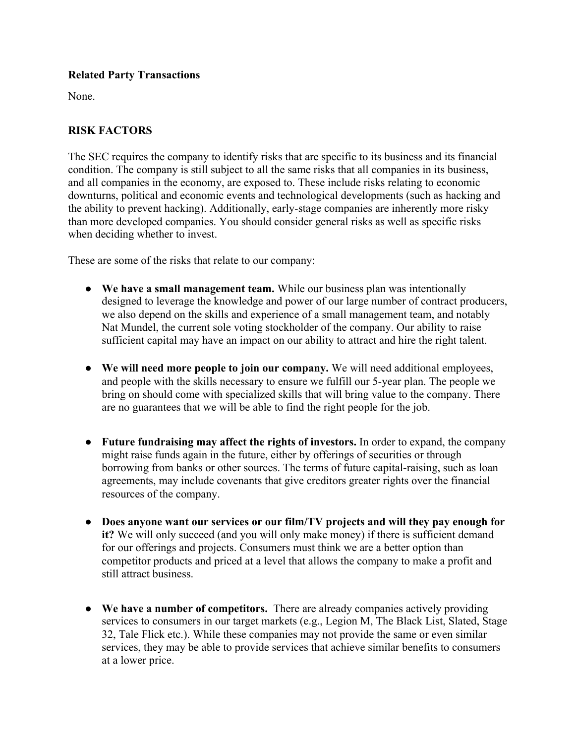**Related Party Transactions**

None.

**RISK FACTORS**

The SEC requires the company to identify risks that are specific to its business and its financial condition. The company is still subject to all the same risks that all companies in its business, and all companies in the economy, are exposed to. These include risks relating to economic downturns, political and economic events and technological developments (such as hacking and the ability to prevent hacking). Additionally, early-stage companies are inherently more risky than more developed companies. You should consider general risks as well as specific risks when deciding whether to invest.

These are some of the risks that relate to our company:

- **We have a small management team.** While our business plan was intentionally designed to leverage the knowledge and power of our large number of contract producers, we also depend on the skills and experience of a small management team, and notably Nat Mundel, the current sole voting stockholder of the company. Our ability to raise sufficient capital may have an impact on our ability to attract and hire the right talent.

- **We will need more people to join our company.** We will need additional employees, and people with the skills necessary to ensure we fulfill our 5-year plan. The people we bring on should come with specialized skills that will bring value to the company. There are no guarantees that we will be able to find the right people for the job.

- **Future fundraising may affect the rights of investors.** In order to expand, the company might raise funds again in the future, either by offerings of securities or through borrowing from banks or other sources. The terms of future capital-raising, such as loan agreements, may include covenants that give creditors greater rights over the financial resources of the company.

- **Does anyone want our services or our film/TV projects and will they pay enough for it?** We will only succeed (and you will only make money) if there is sufficient demand for our offerings and projects. Consumers must think we are a better option than competitor products and priced at a level that allows the company to make a profit and still attract business.

- **We have a number of competitors.** There are already companies actively providing services to consumers in our target markets (e.g., Legion M, The Black List, Slated, Stage 32, Tale Flick etc.). While these companies may not provide the same or even similar services, they may be able to provide services that achieve similar benefits to consumers at a lower price.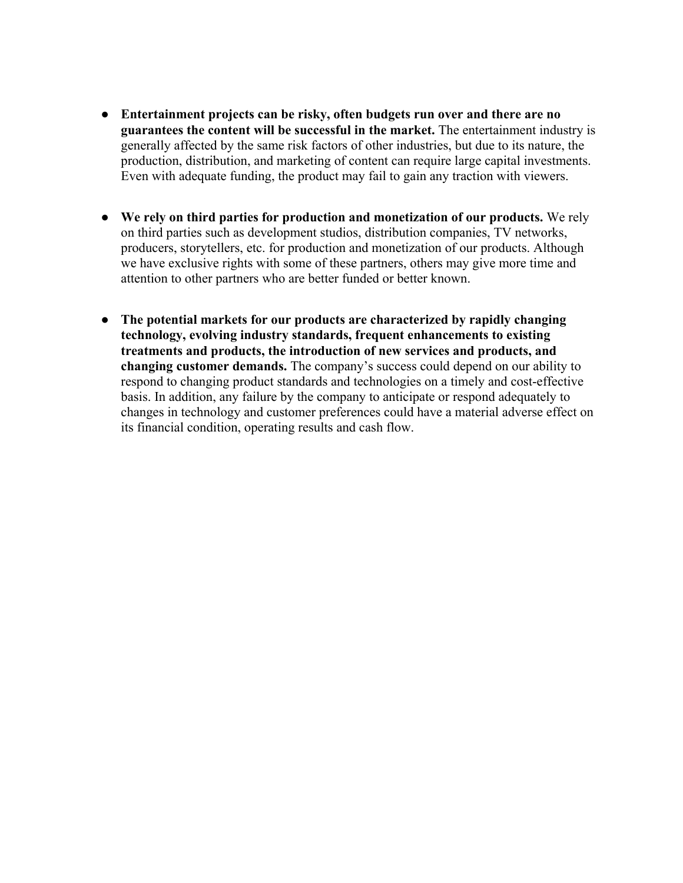- **Entertainment projects can be risky, often budgets run over and there are no guarantees the content will be successful in the market.** The entertainment industry is generally affected by the same risk factors of other industries, but due to its nature, the production, distribution, and marketing of content can require large capital investments. Even with adequate funding, the product may fail to gain any traction with viewers.

- **We rely on third parties for production and monetization of our products.** We rely on third parties such as development studios, distribution companies, TV networks, producers, storytellers, etc. for production and monetization of our products. Although we have exclusive rights with some of these partners, others may give more time and attention to other partners who are better funded or better known.

- **The potential markets for our products are characterized by rapidly changing technology, evolving industry standards, frequent enhancements to existing treatments and products, the introduction of new services and products, and changing customer demands.** The company's success could depend on our ability to respond to changing product standards and technologies on a timely and cost-effective basis. In addition, any failure by the company to anticipate or respond adequately to changes in technology and customer preferences could have a material adverse effect on its financial condition, operating results and cash flow.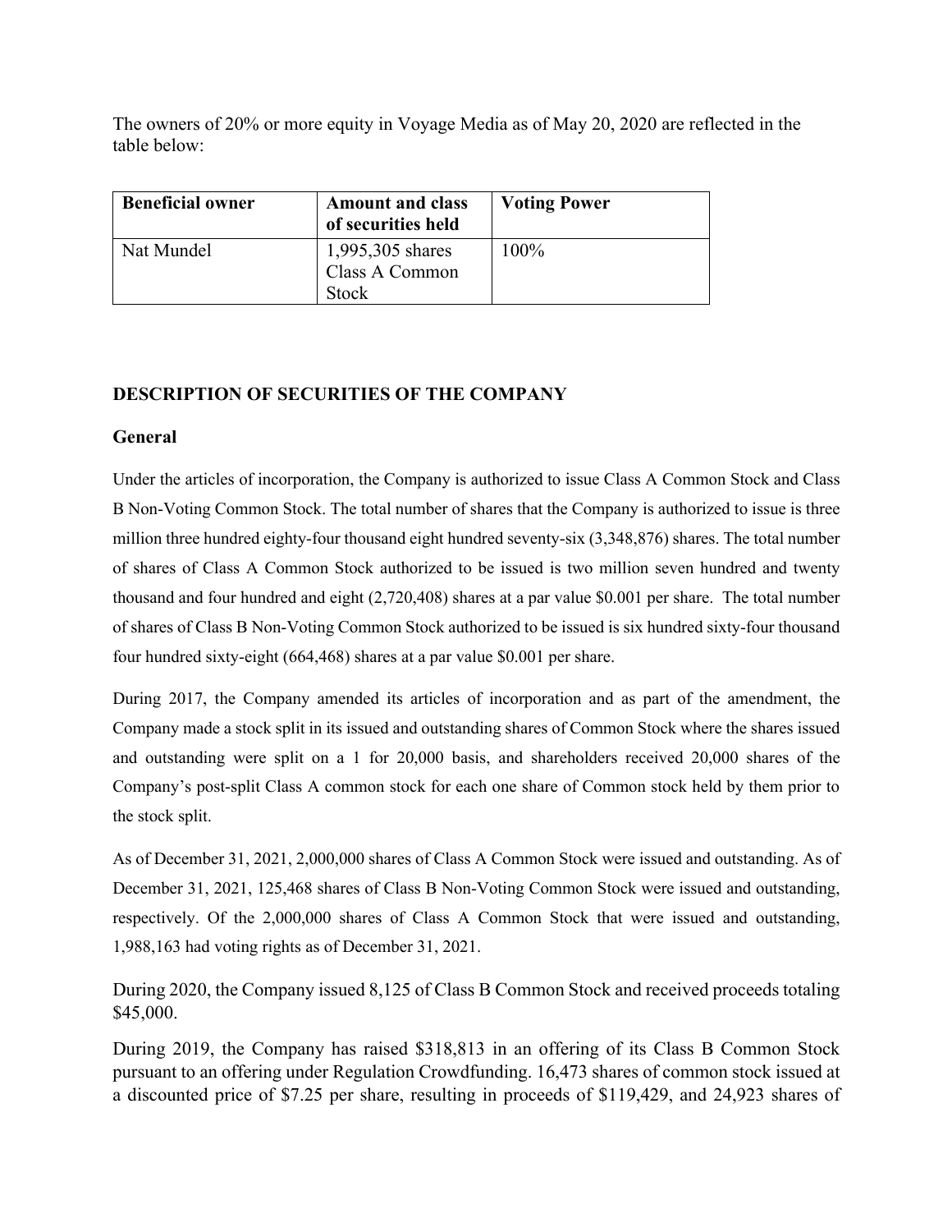The owners of 20% or more equity in Voyage Media as of May 20, 2020 are reflected in the table below:

| Beneficial owner | Amount and class of securities held | Voting Power |
|---|---|---|
| Nat Mundel | 1,995,305 shares Class A Common Stock | 100% |

## DESCRIPTION OF SECURITIES OF THE COMPANY

### General

Under the articles of incorporation, the Company is authorized to issue Class A Common Stock and Class B Non-Voting Common Stock. The total number of shares that the Company is authorized to issue is three million three hundred eighty-four thousand eight hundred seventy-six (3,348,876) shares. The total number of shares of Class A Common Stock authorized to be issued is two million seven hundred and twenty thousand and four hundred and eight (2,720,408) shares at a par value $0.001 per share. The total number of shares of Class B Non-Voting Common Stock authorized to be issued is six hundred sixty-four thousand four hundred sixty-eight (664,468) shares at a par value $0.001 per share.

During 2017, the Company amended its articles of incorporation and as part of the amendment, the Company made a stock split in its issued and outstanding shares of Common Stock where the shares issued and outstanding were split on a 1 for 20,000 basis, and shareholders received 20,000 shares of the Company's post-split Class A common stock for each one share of Common stock held by them prior to the stock split.

As of December 31, 2021, 2,000,000 shares of Class A Common Stock were issued and outstanding. As of December 31, 2021, 125,468 shares of Class B Non-Voting Common Stock were issued and outstanding, respectively. Of the 2,000,000 shares of Class A Common Stock that were issued and outstanding, 1,988,163 had voting rights as of December 31, 2021.

During 2020, the Company issued 8,125 of Class B Common Stock and received proceeds totaling $45,000.

During 2019, the Company has raised $318,813 in an offering of its Class B Common Stock pursuant to an offering under Regulation Crowdfunding. 16,473 shares of common stock issued at a discounted price of $7.25 per share, resulting in proceeds of $119,429, and 24,923 shares of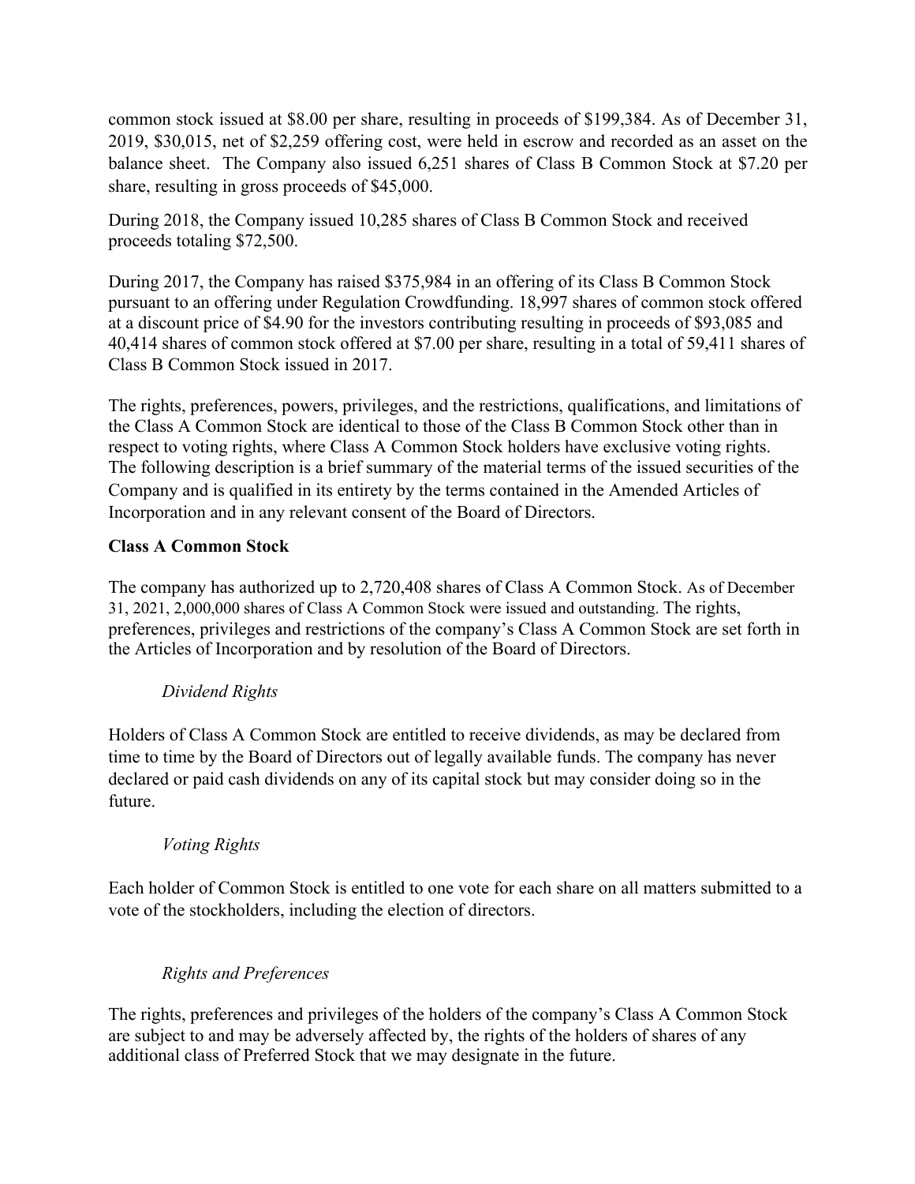common stock issued at $8.00 per share, resulting in proceeds of $199,384. As of December 31, 2019, $30,015, net of $2,259 offering cost, were held in escrow and recorded as an asset on the balance sheet. The Company also issued 6,251 shares of Class B Common Stock at $7.20 per share, resulting in gross proceeds of $45,000.

During 2018, the Company issued 10,285 shares of Class B Common Stock and received proceeds totaling $72,500.

During 2017, the Company has raised $375,984 in an offering of its Class B Common Stock pursuant to an offering under Regulation Crowdfunding. 18,997 shares of common stock offered at a discount price of $4.90 for the investors contributing resulting in proceeds of $93,085 and 40,414 shares of common stock offered at $7.00 per share, resulting in a total of 59,411 shares of Class B Common Stock issued in 2017.

The rights, preferences, powers, privileges, and the restrictions, qualifications, and limitations of the Class A Common Stock are identical to those of the Class B Common Stock other than in respect to voting rights, where Class A Common Stock holders have exclusive voting rights. The following description is a brief summary of the material terms of the issued securities of the Company and is qualified in its entirety by the terms contained in the Amended Articles of Incorporation and in any relevant consent of the Board of Directors.

**Class A Common Stock**

The company has authorized up to 2,720,408 shares of Class A Common Stock. As of December 31, 2021, 2,000,000 shares of Class A Common Stock were issued and outstanding. The rights, preferences, privileges and restrictions of the company's Class A Common Stock are set forth in the Articles of Incorporation and by resolution of the Board of Directors.

*Dividend Rights*

Holders of Class A Common Stock are entitled to receive dividends, as may be declared from time to time by the Board of Directors out of legally available funds. The company has never declared or paid cash dividends on any of its capital stock but may consider doing so in the future.

*Voting Rights*

Each holder of Common Stock is entitled to one vote for each share on all matters submitted to a vote of the stockholders, including the election of directors.

*Rights and Preferences*

The rights, preferences and privileges of the holders of the company's Class A Common Stock are subject to and may be adversely affected by, the rights of the holders of shares of any additional class of Preferred Stock that we may designate in the future.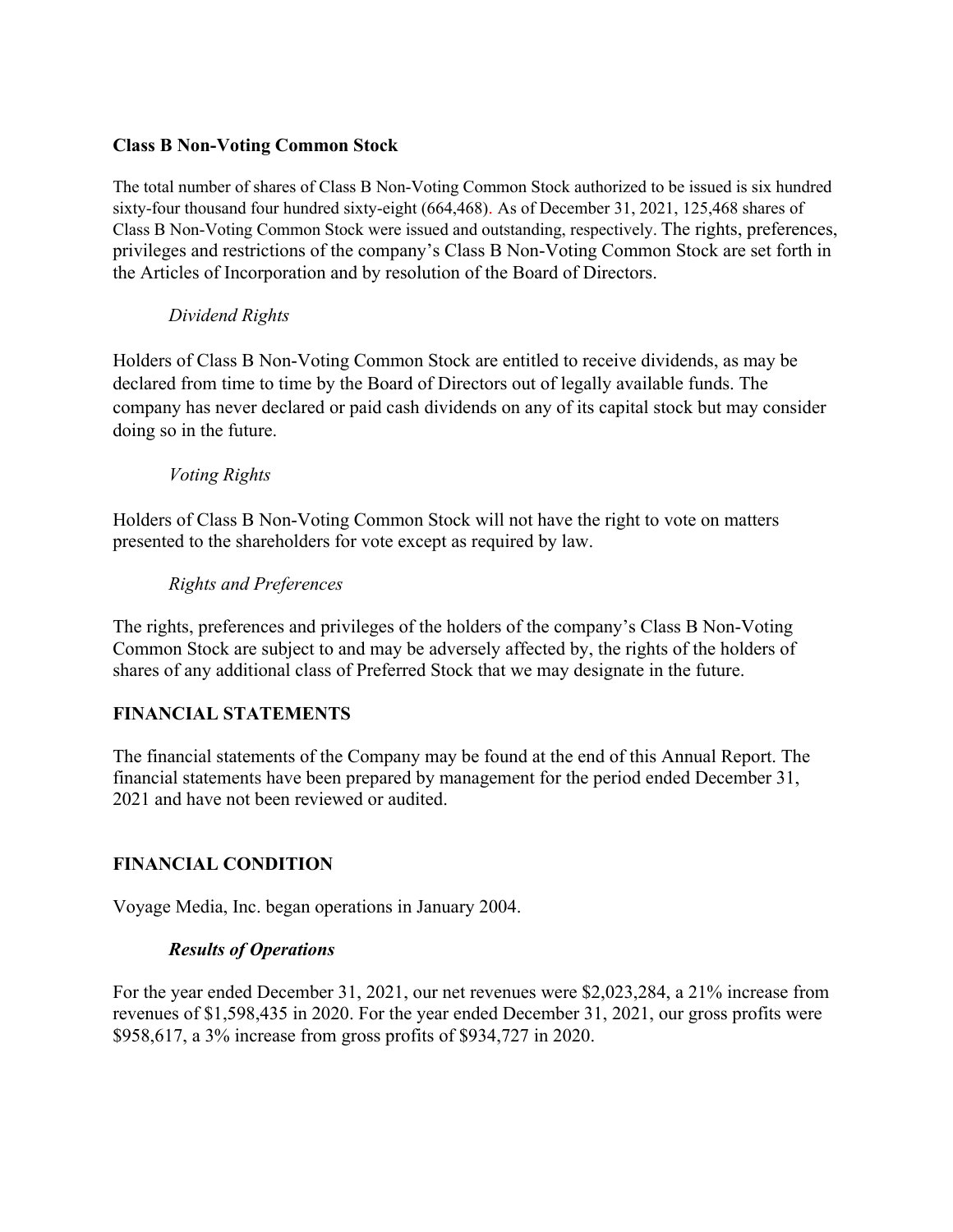**Class B Non-Voting Common Stock**

The total number of shares of Class B Non-Voting Common Stock authorized to be issued is six hundred sixty-four thousand four hundred sixty-eight (664,468). As of December 31, 2021, 125,468 shares of Class B Non-Voting Common Stock were issued and outstanding, respectively. The rights, preferences, privileges and restrictions of the company's Class B Non-Voting Common Stock are set forth in the Articles of Incorporation and by resolution of the Board of Directors.

*Dividend Rights*

Holders of Class B Non-Voting Common Stock are entitled to receive dividends, as may be declared from time to time by the Board of Directors out of legally available funds. The company has never declared or paid cash dividends on any of its capital stock but may consider doing so in the future.

*Voting Rights*

Holders of Class B Non-Voting Common Stock will not have the right to vote on matters presented to the shareholders for vote except as required by law.

*Rights and Preferences*

The rights, preferences and privileges of the holders of the company's Class B Non-Voting Common Stock are subject to and may be adversely affected by, the rights of the holders of shares of any additional class of Preferred Stock that we may designate in the future.

**FINANCIAL STATEMENTS**

The financial statements of the Company may be found at the end of this Annual Report. The financial statements have been prepared by management for the period ended December 31, 2021 and have not been reviewed or audited.

**FINANCIAL CONDITION**

Voyage Media, Inc. began operations in January 2004.

***Results of Operations***

For the year ended December 31, 2021, our net revenues were $2,023,284, a 21% increase from revenues of $1,598,435 in 2020. For the year ended December 31, 2021, our gross profits were $958,617, a 3% increase from gross profits of $934,727 in 2020.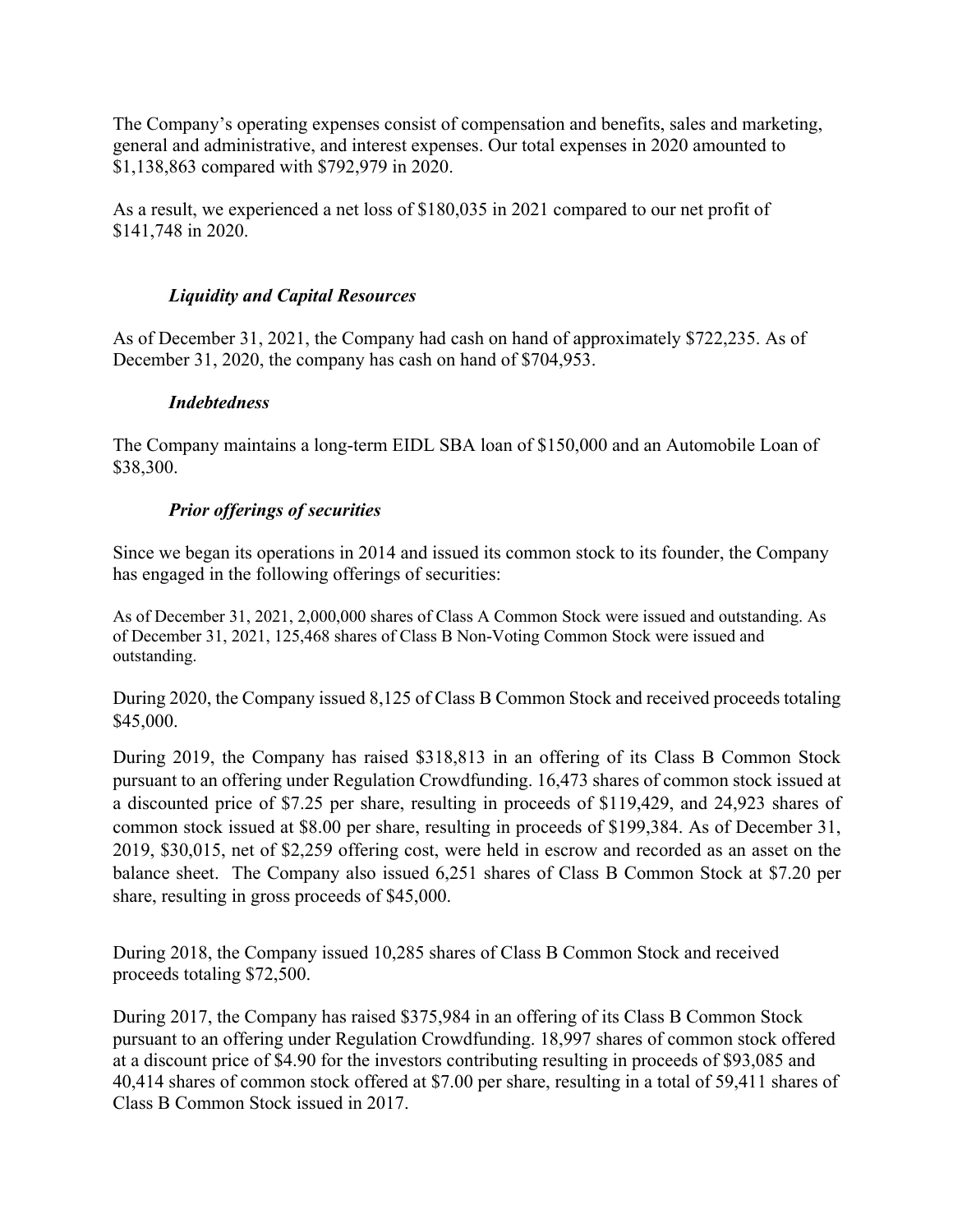The Company's operating expenses consist of compensation and benefits, sales and marketing, general and administrative, and interest expenses. Our total expenses in 2020 amounted to $1,138,863 compared with $792,979 in 2020.

As a result, we experienced a net loss of $180,035 in 2021 compared to our net profit of $141,748 in 2020.

### *Liquidity and Capital Resources*

As of December 31, 2021, the Company had cash on hand of approximately $722,235. As of December 31, 2020, the company has cash on hand of $704,953.

### *Indebtedness*

The Company maintains a long-term EIDL SBA loan of $150,000 and an Automobile Loan of $38,300.

### *Prior offerings of securities*

Since we began its operations in 2014 and issued its common stock to its founder, the Company has engaged in the following offerings of securities:

As of December 31, 2021, 2,000,000 shares of Class A Common Stock were issued and outstanding. As of December 31, 2021, 125,468 shares of Class B Non-Voting Common Stock were issued and outstanding.

During 2020, the Company issued 8,125 of Class B Common Stock and received proceeds totaling $45,000.

During 2019, the Company has raised $318,813 in an offering of its Class B Common Stock pursuant to an offering under Regulation Crowdfunding. 16,473 shares of common stock issued at a discounted price of $7.25 per share, resulting in proceeds of $119,429, and 24,923 shares of common stock issued at $8.00 per share, resulting in proceeds of $199,384. As of December 31, 2019, $30,015, net of $2,259 offering cost, were held in escrow and recorded as an asset on the balance sheet. The Company also issued 6,251 shares of Class B Common Stock at $7.20 per share, resulting in gross proceeds of $45,000.

During 2018, the Company issued 10,285 shares of Class B Common Stock and received proceeds totaling $72,500.

During 2017, the Company has raised $375,984 in an offering of its Class B Common Stock pursuant to an offering under Regulation Crowdfunding. 18,997 shares of common stock offered at a discount price of $4.90 for the investors contributing resulting in proceeds of $93,085 and 40,414 shares of common stock offered at $7.00 per share, resulting in a total of 59,411 shares of Class B Common Stock issued in 2017.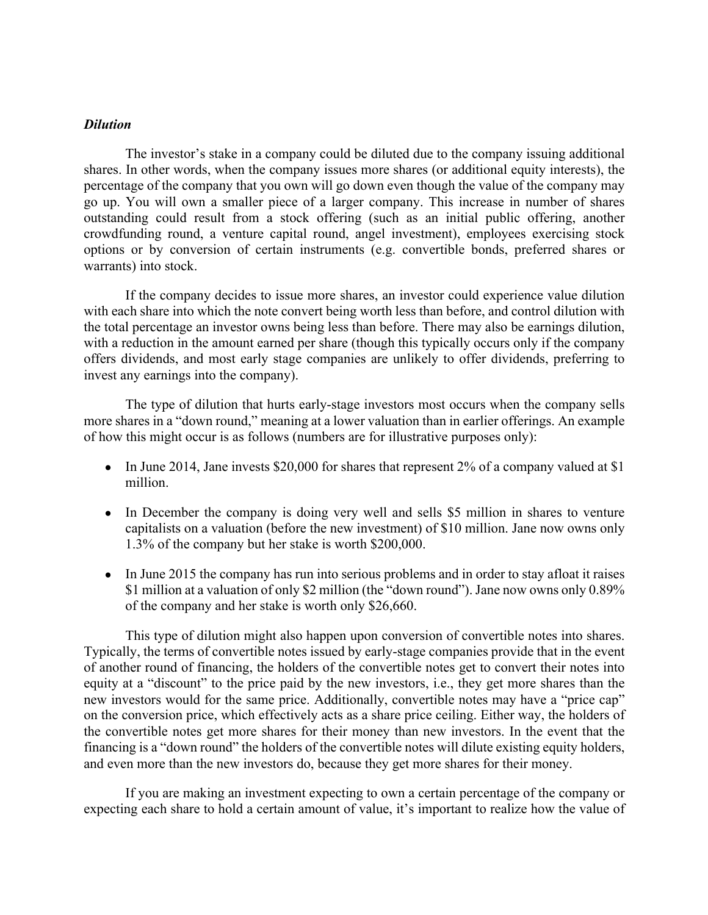***Dilution***

The investor's stake in a company could be diluted due to the company issuing additional shares. In other words, when the company issues more shares (or additional equity interests), the percentage of the company that you own will go down even though the value of the company may go up. You will own a smaller piece of a larger company. This increase in number of shares outstanding could result from a stock offering (such as an initial public offering, another crowdfunding round, a venture capital round, angel investment), employees exercising stock options or by conversion of certain instruments (e.g. convertible bonds, preferred shares or warrants) into stock.

If the company decides to issue more shares, an investor could experience value dilution with each share into which the note convert being worth less than before, and control dilution with the total percentage an investor owns being less than before. There may also be earnings dilution, with a reduction in the amount earned per share (though this typically occurs only if the company offers dividends, and most early stage companies are unlikely to offer dividends, preferring to invest any earnings into the company).

The type of dilution that hurts early-stage investors most occurs when the company sells more shares in a "down round," meaning at a lower valuation than in earlier offerings. An example of how this might occur is as follows (numbers are for illustrative purposes only):

- In June 2014, Jane invests $20,000 for shares that represent 2% of a company valued at $1 million.

- In December the company is doing very well and sells $5 million in shares to venture capitalists on a valuation (before the new investment) of $10 million. Jane now owns only 1.3% of the company but her stake is worth $200,000.

- In June 2015 the company has run into serious problems and in order to stay afloat it raises $1 million at a valuation of only $2 million (the "down round"). Jane now owns only 0.89% of the company and her stake is worth only $26,660.

This type of dilution might also happen upon conversion of convertible notes into shares. Typically, the terms of convertible notes issued by early-stage companies provide that in the event of another round of financing, the holders of the convertible notes get to convert their notes into equity at a "discount" to the price paid by the new investors, i.e., they get more shares than the new investors would for the same price. Additionally, convertible notes may have a "price cap" on the conversion price, which effectively acts as a share price ceiling. Either way, the holders of the convertible notes get more shares for their money than new investors. In the event that the financing is a "down round" the holders of the convertible notes will dilute existing equity holders, and even more than the new investors do, because they get more shares for their money.

If you are making an investment expecting to own a certain percentage of the company or expecting each share to hold a certain amount of value, it's important to realize how the value of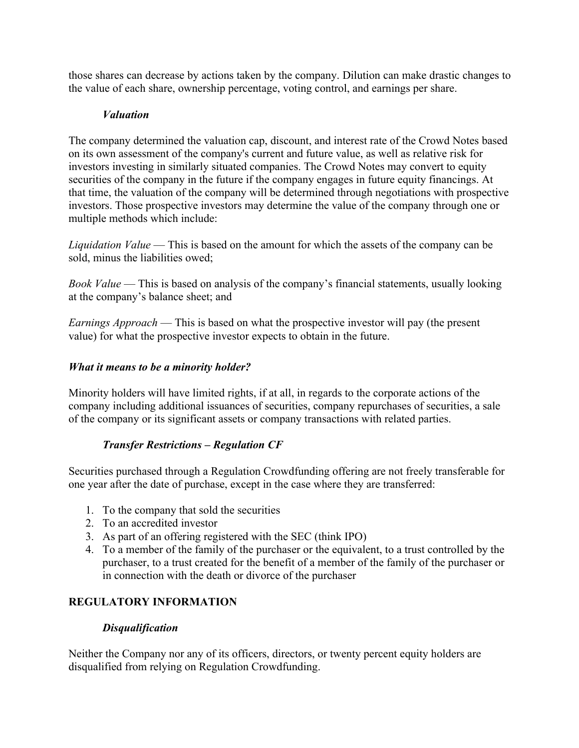those shares can decrease by actions taken by the company. Dilution can make drastic changes to the value of each share, ownership percentage, voting control, and earnings per share.

### *Valuation*

The company determined the valuation cap, discount, and interest rate of the Crowd Notes based on its own assessment of the company's current and future value, as well as relative risk for investors investing in similarly situated companies. The Crowd Notes may convert to equity securities of the company in the future if the company engages in future equity financings. At that time, the valuation of the company will be determined through negotiations with prospective investors. Those prospective investors may determine the value of the company through one or multiple methods which include:

*Liquidation Value* — This is based on the amount for which the assets of the company can be sold, minus the liabilities owed;

*Book Value* — This is based on analysis of the company's financial statements, usually looking at the company's balance sheet; and

*Earnings Approach* — This is based on what the prospective investor will pay (the present value) for what the prospective investor expects to obtain in the future.

### *What it means to be a minority holder?*

Minority holders will have limited rights, if at all, in regards to the corporate actions of the company including additional issuances of securities, company repurchases of securities, a sale of the company or its significant assets or company transactions with related parties.

### *Transfer Restrictions – Regulation CF*

Securities purchased through a Regulation Crowdfunding offering are not freely transferable for one year after the date of purchase, except in the case where they are transferred:

1. To the company that sold the securities
2. To an accredited investor
3. As part of an offering registered with the SEC (think IPO)
4. To a member of the family of the purchaser or the equivalent, to a trust controlled by the purchaser, to a trust created for the benefit of a member of the family of the purchaser or in connection with the death or divorce of the purchaser

## REGULATORY INFORMATION

### *Disqualification*

Neither the Company nor any of its officers, directors, or twenty percent equity holders are disqualified from relying on Regulation Crowdfunding.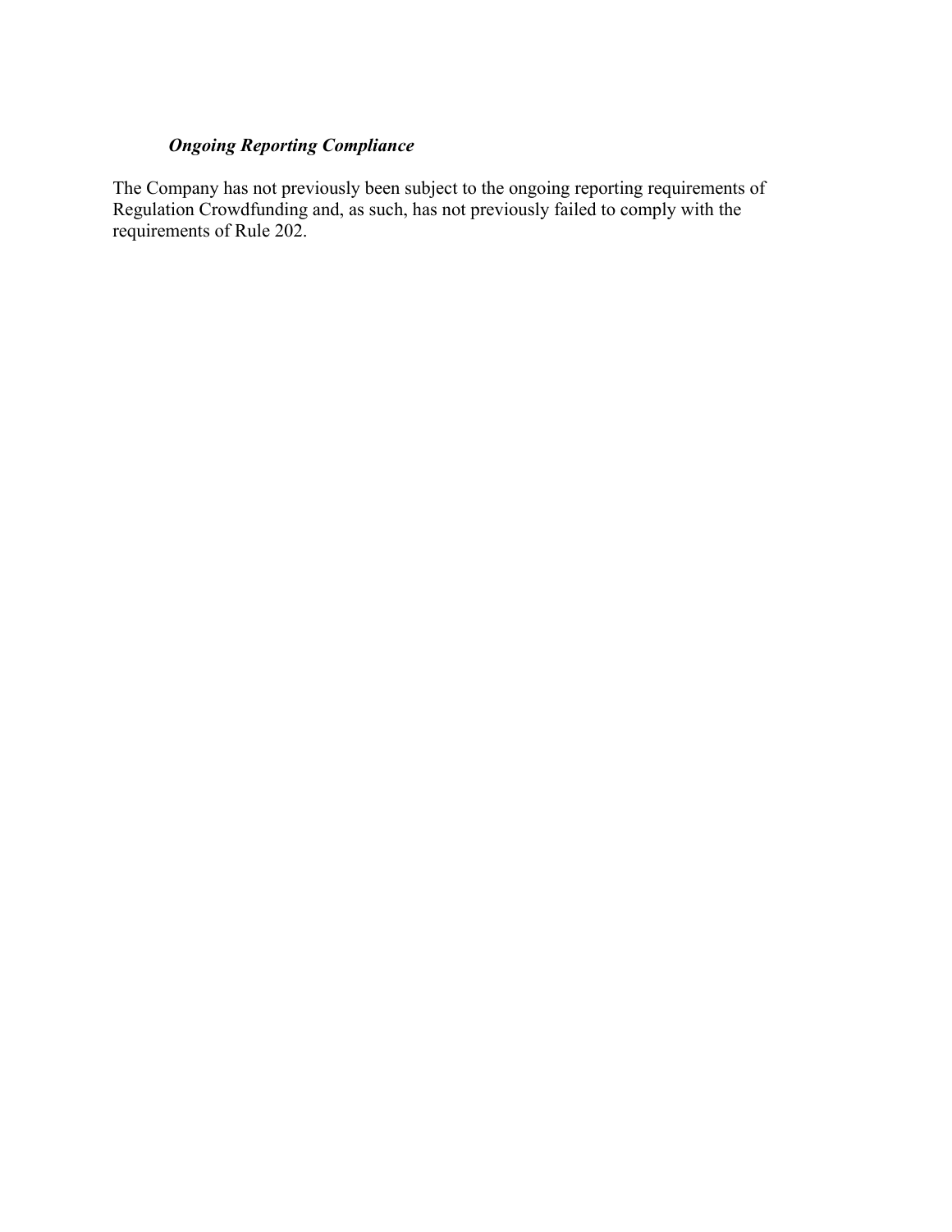***Ongoing Reporting Compliance***

The Company has not previously been subject to the ongoing reporting requirements of Regulation Crowdfunding and, as such, has not previously failed to comply with the requirements of Rule 202.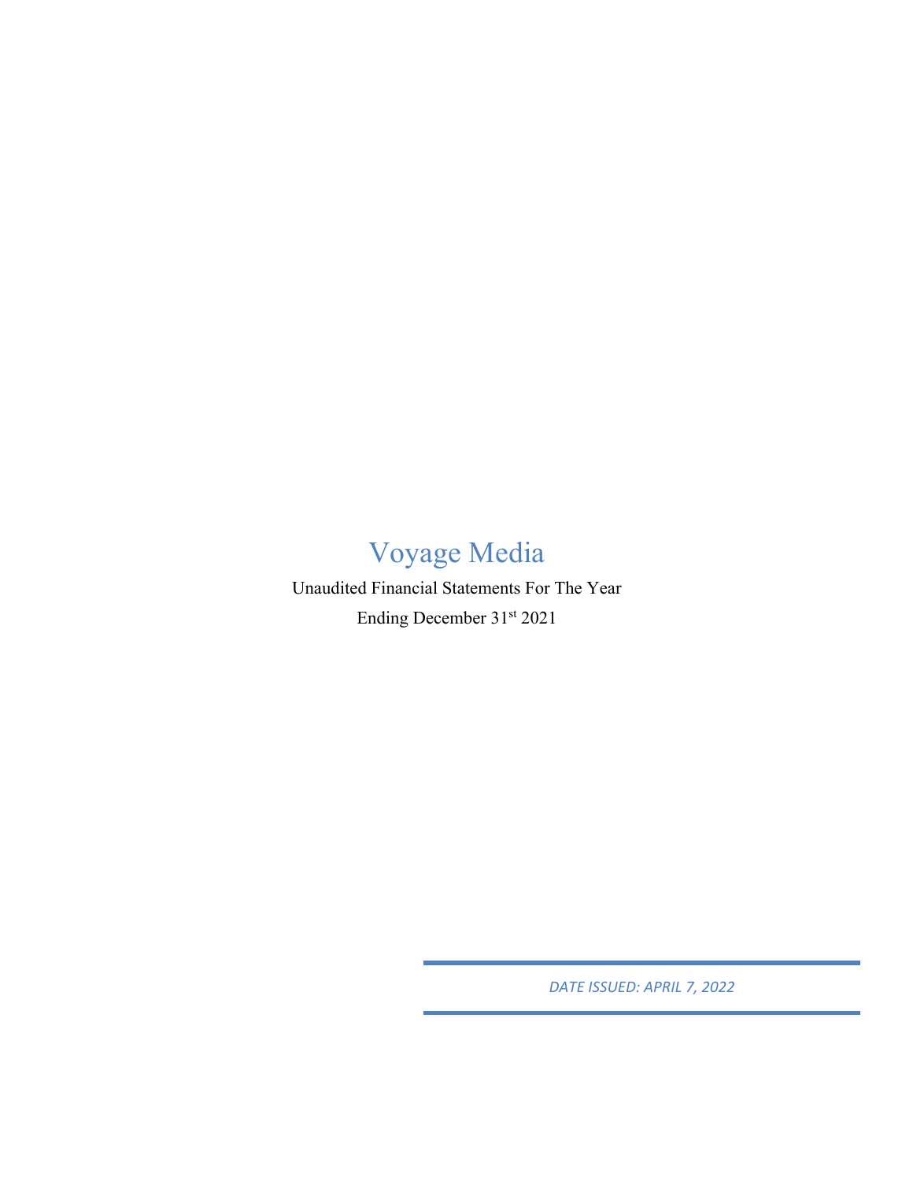# Voyage Media

Unaudited Financial Statements For The Year

Ending December 31$^{st}$ 2021

*DATE ISSUED: APRIL 7, 2022*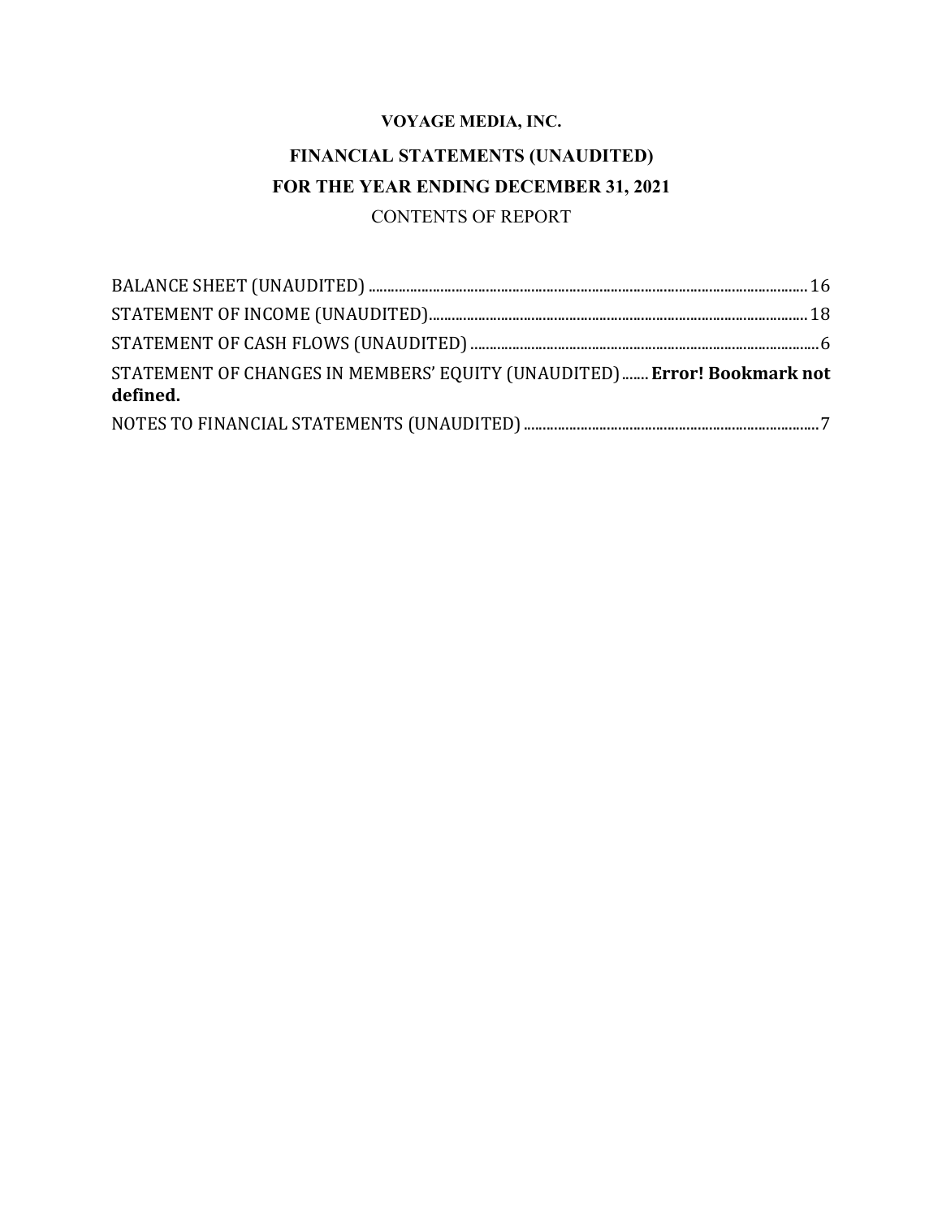**VOYAGE MEDIA, INC.**

**FINANCIAL STATEMENTS (UNAUDITED)**

**FOR THE YEAR ENDING DECEMBER 31, 2021**

CONTENTS OF REPORT

BALANCE SHEET (UNAUDITED) .......... 16

STATEMENT OF INCOME (UNAUDITED) .......... 18

STATEMENT OF CASH FLOWS (UNAUDITED) .......... 6

STATEMENT OF CHANGES IN MEMBERS' EQUITY (UNAUDITED) ....... **Error! Bookmark not defined.**

NOTES TO FINANCIAL STATEMENTS (UNAUDITED) .......... 7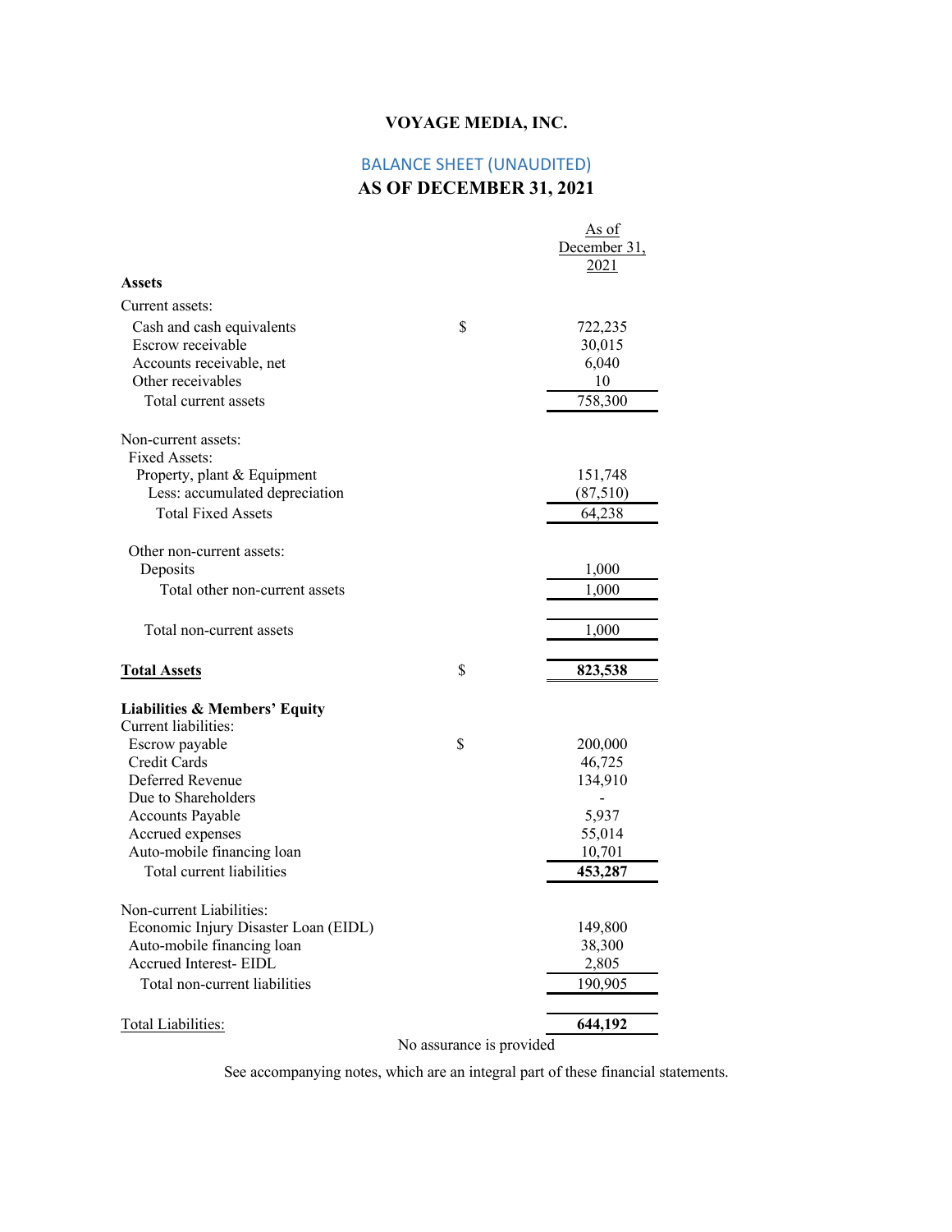# VOYAGE MEDIA, INC.

## BALANCE SHEET (UNAUDITED)
## AS OF DECEMBER 31, 2021

| | | As of December 31, 2021 |
|---|---|---|
| **Assets** | | |
| Current assets: | | |
| Cash and cash equivalents | $ | 722,235 |
| Escrow receivable | | 30,015 |
| Accounts receivable, net | | 6,040 |
| Other receivables | | 10 |
| Total current assets | | 758,300 |
| | | |
| Non-current assets: | | |
| Fixed Assets: | | |
| Property, plant & Equipment | | 151,748 |
| Less: accumulated depreciation | | (87,510) |
| Total Fixed Assets | | 64,238 |
| | | |
| Other non-current assets: | | |
| Deposits | | 1,000 |
| Total other non-current assets | | 1,000 |
| | | |
| Total non-current assets | | 1,000 |
| | | |
| **Total Assets** | $ | **823,538** |
| | | |
| **Liabilities & Members' Equity** | | |
| Current liabilities: | | |
| Escrow payable | $ | 200,000 |
| Credit Cards | | 46,725 |
| Deferred Revenue | | 134,910 |
| Due to Shareholders | | - |
| Accounts Payable | | 5,937 |
| Accrued expenses | | 55,014 |
| Auto-mobile financing loan | | 10,701 |
| Total current liabilities | | **453,287** |
| | | |
| Non-current Liabilities: | | |
| Economic Injury Disaster Loan (EIDL) | | 149,800 |
| Auto-mobile financing loan | | 38,300 |
| Accrued Interest- EIDL | | 2,805 |
| Total non-current liabilities | | 190,905 |
| | | |
| Total Liabilities: | | **644,192** |

No assurance is provided

See accompanying notes, which are an integral part of these financial statements.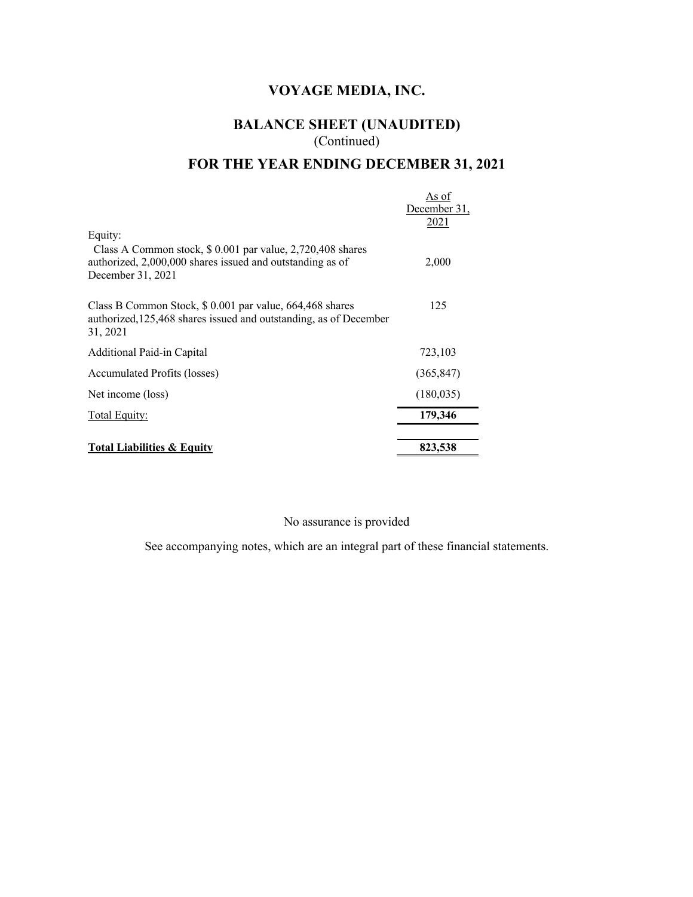# VOYAGE MEDIA, INC.

## BALANCE SHEET (UNAUDITED)

(Continued)

## FOR THE YEAR ENDING DECEMBER 31, 2021

| | As of December 31, 2021 |
|---|---|
| Equity: | |
| Class A Common stock, $ 0.001 par value, 2,720,408 shares authorized, 2,000,000 shares issued and outstanding as of December 31, 2021 | 2,000 |
| Class B Common Stock, $ 0.001 par value, 664,468 shares authorized,125,468 shares issued and outstanding, as of December 31, 2021 | 125 |
| Additional Paid-in Capital | 723,103 |
| Accumulated Profits (losses) | (365,847) |
| Net income (loss) | (180,035) |
| Total Equity: | **179,346** |
| **Total Liabilities & Equity** | **823,538** |

No assurance is provided

See accompanying notes, which are an integral part of these financial statements.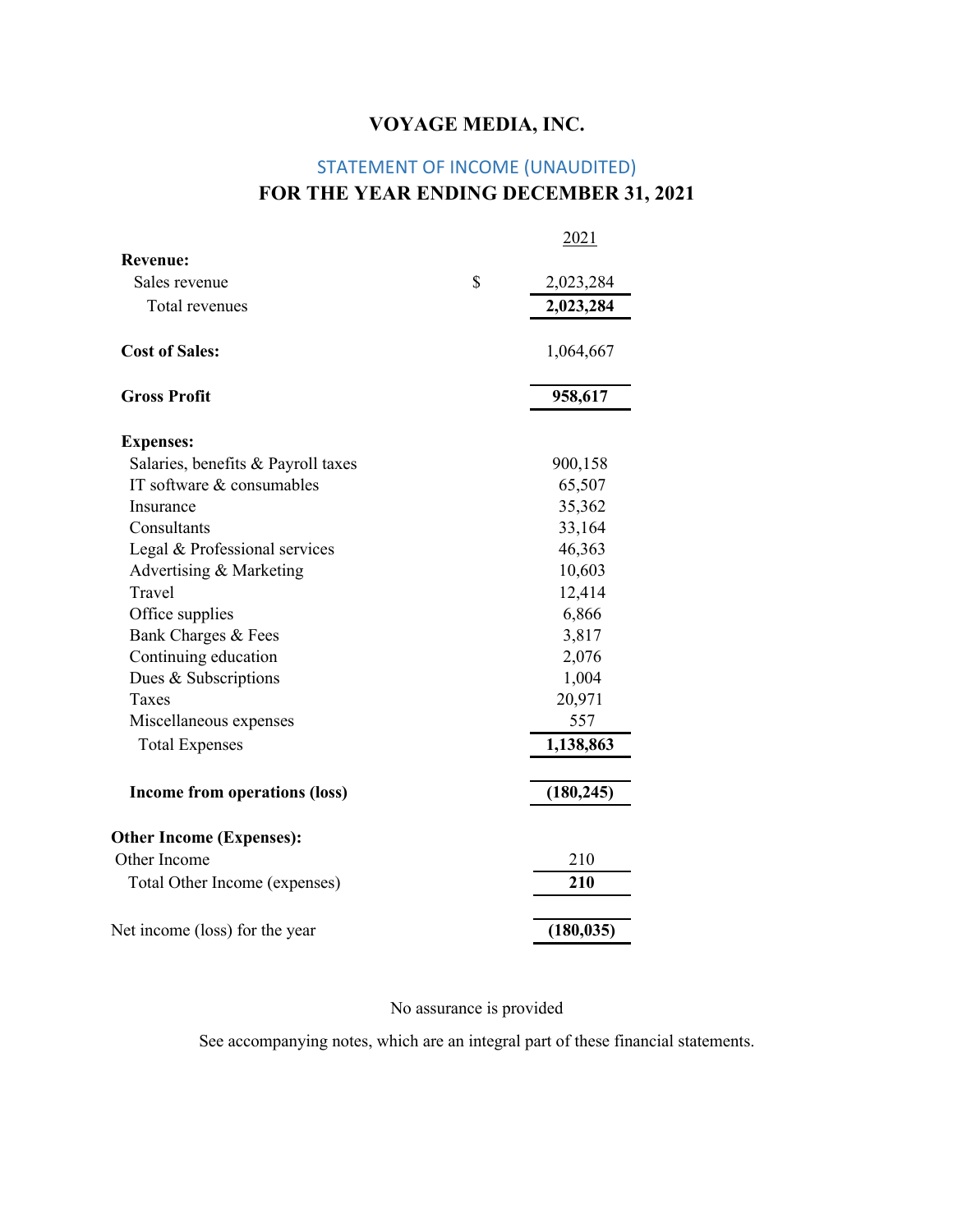# VOYAGE MEDIA, INC.

## STATEMENT OF INCOME (UNAUDITED)

## FOR THE YEAR ENDING DECEMBER 31, 2021

| | | 2021 |
|---|---|---|
| **Revenue:** | | |
| Sales revenue | $ | 2,023,284 |
| Total revenues | | **2,023,284** |
| **Cost of Sales:** | | 1,064,667 |
| **Gross Profit** | | **958,617** |
| **Expenses:** | | |
| Salaries, benefits & Payroll taxes | | 900,158 |
| IT software & consumables | | 65,507 |
| Insurance | | 35,362 |
| Consultants | | 33,164 |
| Legal & Professional services | | 46,363 |
| Advertising & Marketing | | 10,603 |
| Travel | | 12,414 |
| Office supplies | | 6,866 |
| Bank Charges & Fees | | 3,817 |
| Continuing education | | 2,076 |
| Dues & Subscriptions | | 1,004 |
| Taxes | | 20,971 |
| Miscellaneous expenses | | 557 |
| Total Expenses | | **1,138,863** |
| **Income from operations (loss)** | | **(180,245)** |
| **Other Income (Expenses):** | | |
| Other Income | | 210 |
| Total Other Income (expenses) | | **210** |
| Net income (loss) for the year | | **(180,035)** |

No assurance is provided

See accompanying notes, which are an integral part of these financial statements.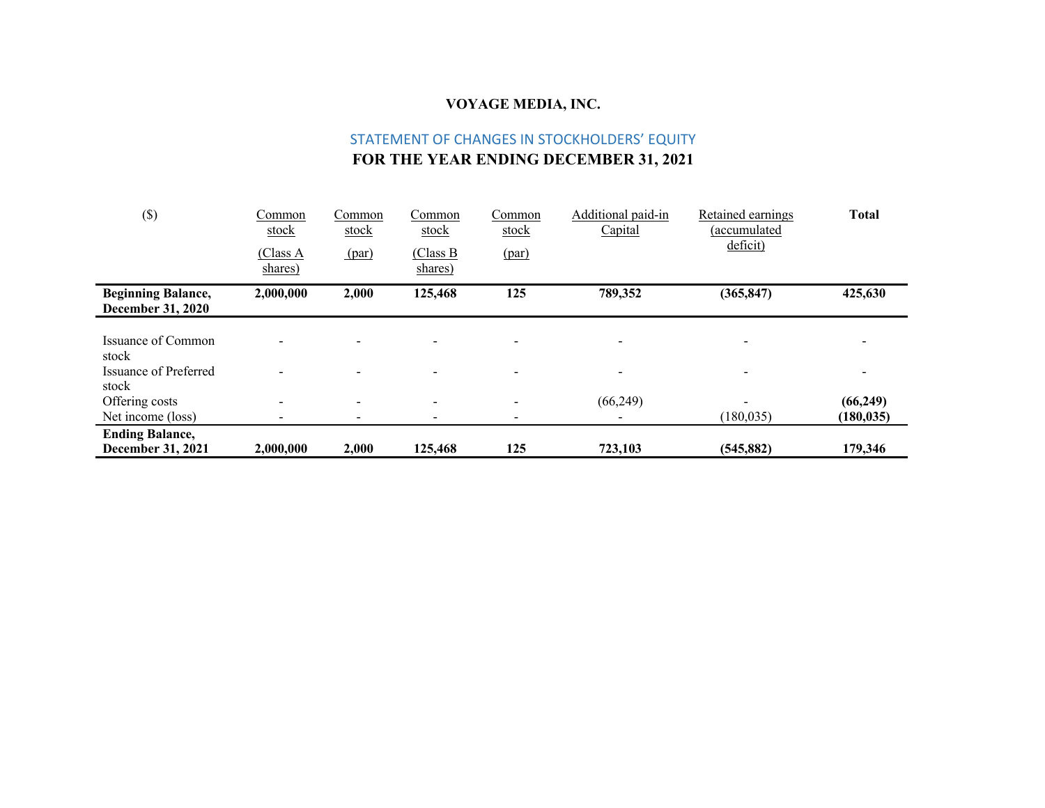**VOYAGE MEDIA, INC.**

STATEMENT OF CHANGES IN STOCKHOLDERS' EQUITY

**FOR THE YEAR ENDING DECEMBER 31, 2021**

| ($) | Common stock (Class A shares) | Common stock (par) | Common stock (Class B shares) | Common stock (par) | Additional paid-in Capital | Retained earnings (accumulated deficit) | **Total** |
|---|---|---|---|---|---|---|---|
| **Beginning Balance, December 31, 2020** | **2,000,000** | **2,000** | **125,468** | **125** | **789,352** | **(365,847)** | **425,630** |
| Issuance of Common stock | - | - | - | - | - | - | - |
| Issuance of Preferred stock | - | - | - | - | - | - | - |
| Offering costs | - | - | - | - | (66,249) | - | **(66,249)** |
| Net income (loss) | - | - | - | - | - | (180,035) | **(180,035)** |
| **Ending Balance, December 31, 2021** | **2,000,000** | **2,000** | **125,468** | **125** | **723,103** | **(545,882)** | **179,346** |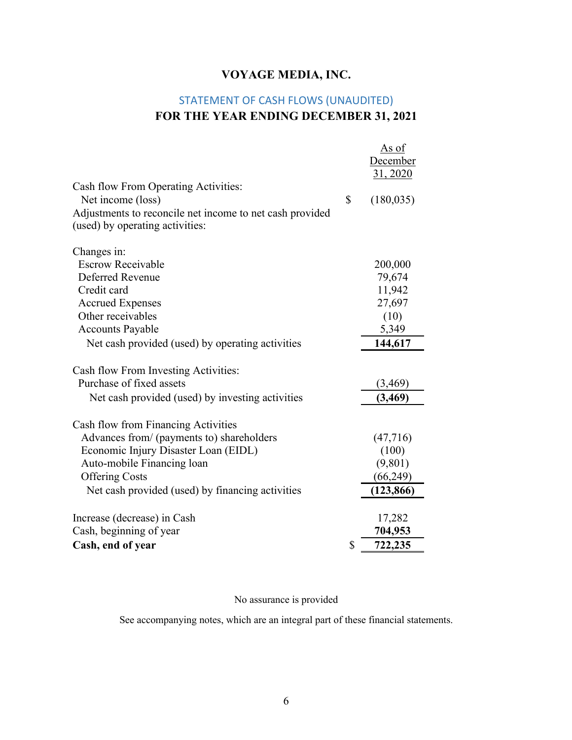# VOYAGE MEDIA, INC.

## STATEMENT OF CASH FLOWS (UNAUDITED)

## FOR THE YEAR ENDING DECEMBER 31, 2021

| | | As of December 31, 2020 |
|---|---|---|
| Cash flow From Operating Activities: | | |
| Net income (loss) | $ | (180,035) |
| Adjustments to reconcile net income to net cash provided (used) by operating activities: | | |
| | | |
| Changes in: | | |
| Escrow Receivable | | 200,000 |
| Deferred Revenue | | 79,674 |
| Credit card | | 11,942 |
| Accrued Expenses | | 27,697 |
| Other receivables | | (10) |
| Accounts Payable | | 5,349 |
| Net cash provided (used) by operating activities | | **144,617** |
| | | |
| Cash flow From Investing Activities: | | |
| Purchase of fixed assets | | (3,469) |
| Net cash provided (used) by investing activities | | **(3,469)** |
| | | |
| Cash flow from Financing Activities | | |
| Advances from/ (payments to) shareholders | | (47,716) |
| Economic Injury Disaster Loan (EIDL) | | (100) |
| Auto-mobile Financing loan | | (9,801) |
| Offering Costs | | (66,249) |
| Net cash provided (used) by financing activities | | **(123,866)** |
| | | |
| Increase (decrease) in Cash | | 17,282 |
| Cash, beginning of year | | **704,953** |
| **Cash, end of year** | $ | **722,235** |

No assurance is provided

See accompanying notes, which are an integral part of these financial statements.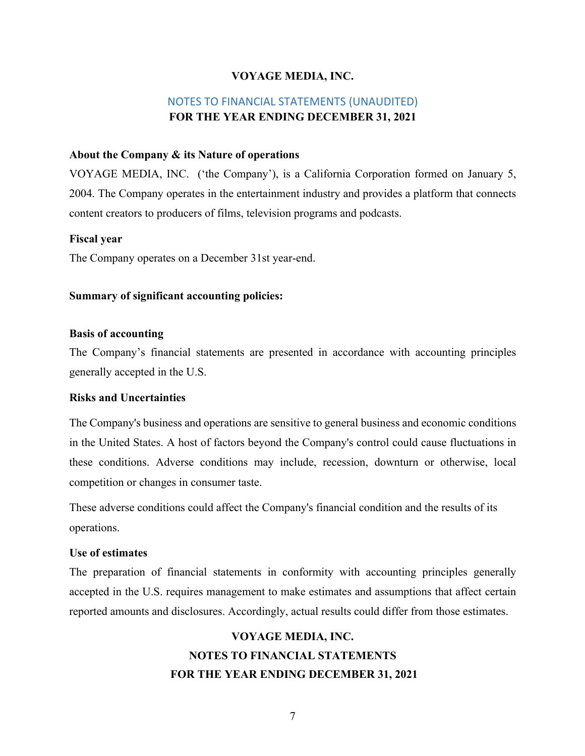**VOYAGE MEDIA, INC.**

NOTES TO FINANCIAL STATEMENTS (UNAUDITED)

**FOR THE YEAR ENDING DECEMBER 31, 2021**

**About the Company & its Nature of operations**

VOYAGE MEDIA, INC. ('the Company'), is a California Corporation formed on January 5, 2004. The Company operates in the entertainment industry and provides a platform that connects content creators to producers of films, television programs and podcasts.

**Fiscal year**

The Company operates on a December 31st year-end.

**Summary of significant accounting policies:**

**Basis of accounting**

The Company's financial statements are presented in accordance with accounting principles generally accepted in the U.S.

**Risks and Uncertainties**

The Company's business and operations are sensitive to general business and economic conditions in the United States. A host of factors beyond the Company's control could cause fluctuations in these conditions. Adverse conditions may include, recession, downturn or otherwise, local competition or changes in consumer taste.

These adverse conditions could affect the Company's financial condition and the results of its operations.

**Use of estimates**

The preparation of financial statements in conformity with accounting principles generally accepted in the U.S. requires management to make estimates and assumptions that affect certain reported amounts and disclosures. Accordingly, actual results could differ from those estimates.

**VOYAGE MEDIA, INC.**

**NOTES TO FINANCIAL STATEMENTS**

**FOR THE YEAR ENDING DECEMBER 31, 2021**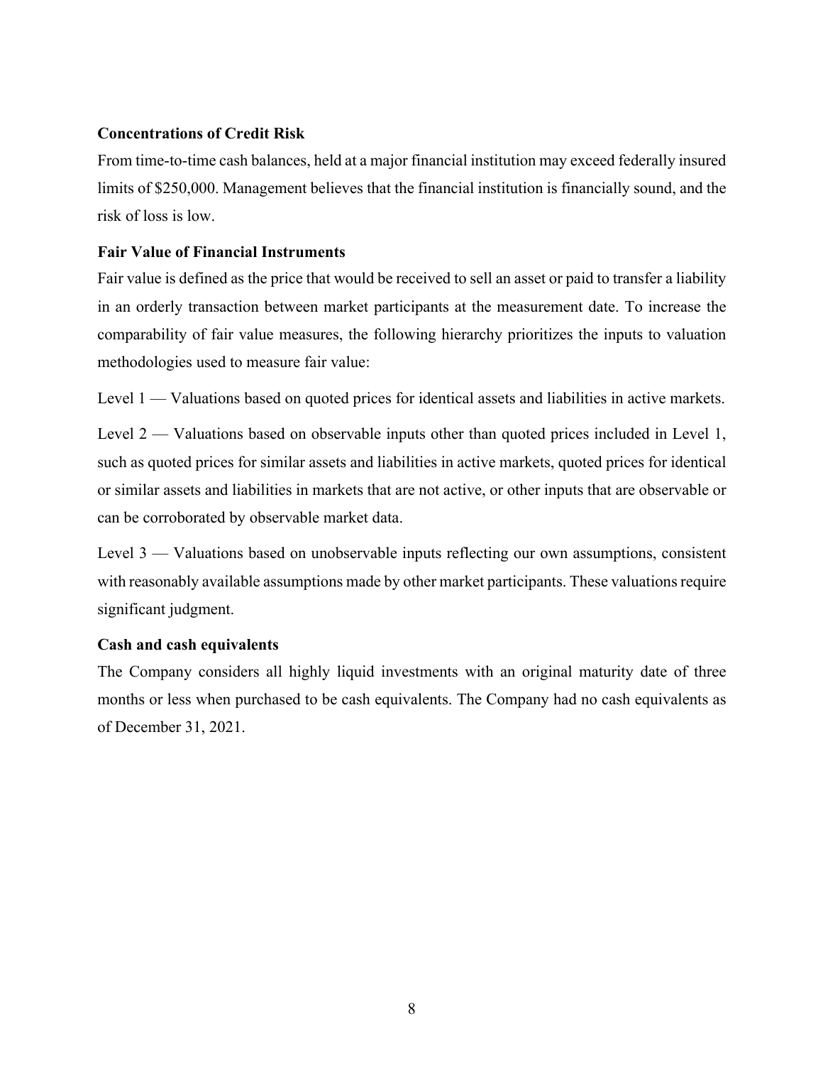**Concentrations of Credit Risk**

From time-to-time cash balances, held at a major financial institution may exceed federally insured limits of $250,000. Management believes that the financial institution is financially sound, and the risk of loss is low.

**Fair Value of Financial Instruments**

Fair value is defined as the price that would be received to sell an asset or paid to transfer a liability in an orderly transaction between market participants at the measurement date. To increase the comparability of fair value measures, the following hierarchy prioritizes the inputs to valuation methodologies used to measure fair value:

Level 1 — Valuations based on quoted prices for identical assets and liabilities in active markets.

Level 2 — Valuations based on observable inputs other than quoted prices included in Level 1, such as quoted prices for similar assets and liabilities in active markets, quoted prices for identical or similar assets and liabilities in markets that are not active, or other inputs that are observable or can be corroborated by observable market data.

Level 3 — Valuations based on unobservable inputs reflecting our own assumptions, consistent with reasonably available assumptions made by other market participants. These valuations require significant judgment.

**Cash and cash equivalents**

The Company considers all highly liquid investments with an original maturity date of three months or less when purchased to be cash equivalents. The Company had no cash equivalents as of December 31, 2021.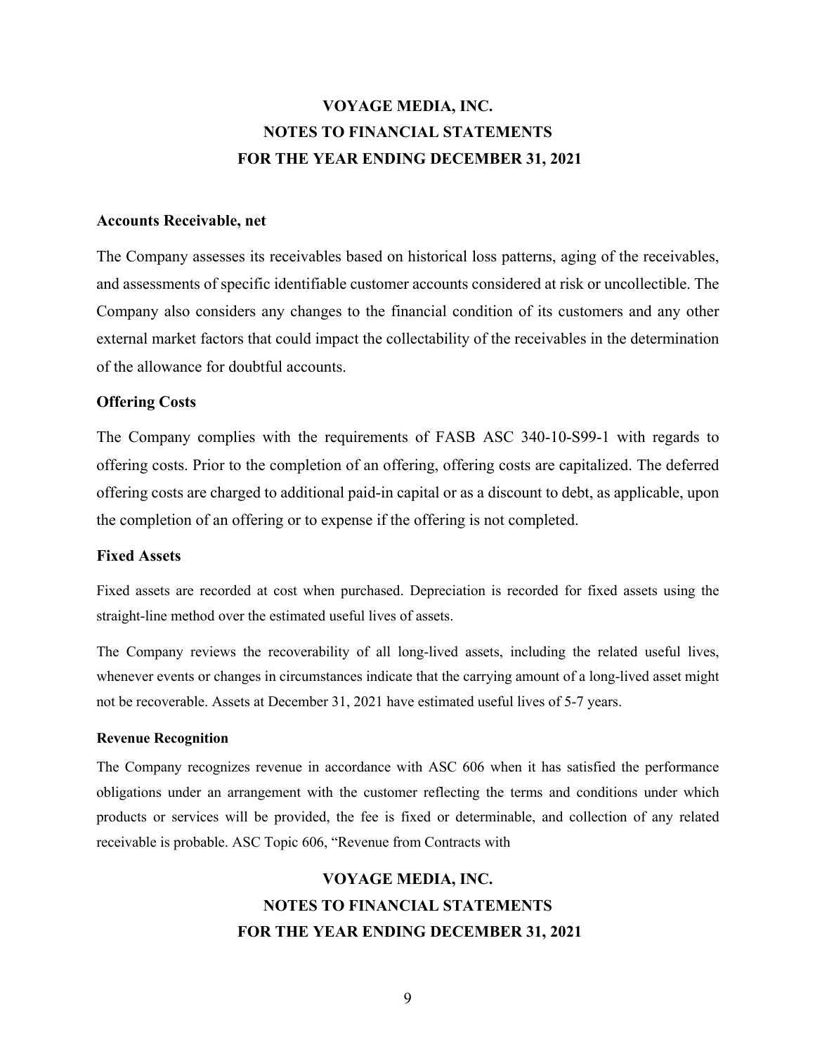#### Accounts Receivable, net

The Company assesses its receivables based on historical loss patterns, aging of the receivables, and assessments of specific identifiable customer accounts considered at risk or uncollectible. The Company also considers any changes to the financial condition of its customers and any other external market factors that could impact the collectability of the receivables in the determination of the allowance for doubtful accounts.

#### Offering Costs

The Company complies with the requirements of FASB ASC 340-10-S99-1 with regards to offering costs. Prior to the completion of an offering, offering costs are capitalized. The deferred offering costs are charged to additional paid-in capital or as a discount to debt, as applicable, upon the completion of an offering or to expense if the offering is not completed.

#### Fixed Assets

Fixed assets are recorded at cost when purchased. Depreciation is recorded for fixed assets using the straight-line method over the estimated useful lives of assets.

The Company reviews the recoverability of all long-lived assets, including the related useful lives, whenever events or changes in circumstances indicate that the carrying amount of a long-lived asset might not be recoverable. Assets at December 31, 2021 have estimated useful lives of 5-7 years.

#### Revenue Recognition

The Company recognizes revenue in accordance with ASC 606 when it has satisfied the performance obligations under an arrangement with the customer reflecting the terms and conditions under which products or services will be provided, the fee is fixed or determinable, and collection of any related receivable is probable. ASC Topic 606, "Revenue from Contracts with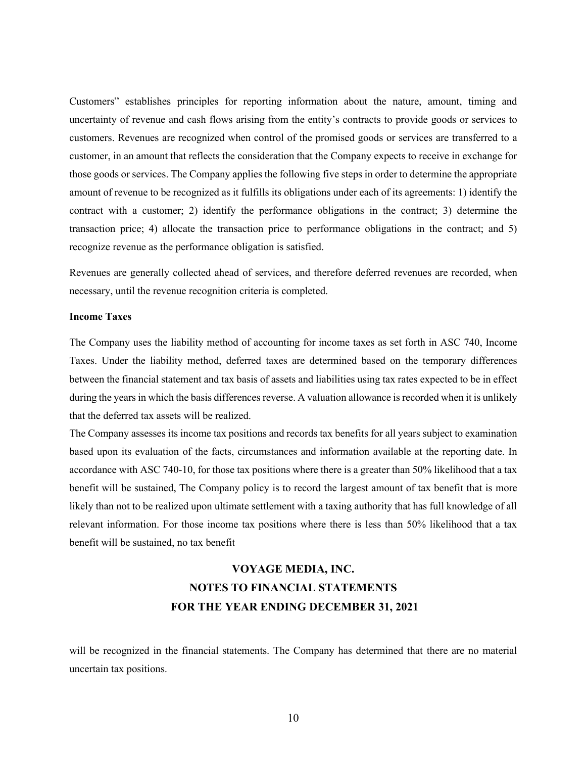Customers" establishes principles for reporting information about the nature, amount, timing and uncertainty of revenue and cash flows arising from the entity's contracts to provide goods or services to customers. Revenues are recognized when control of the promised goods or services are transferred to a customer, in an amount that reflects the consideration that the Company expects to receive in exchange for those goods or services. The Company applies the following five steps in order to determine the appropriate amount of revenue to be recognized as it fulfills its obligations under each of its agreements: 1) identify the contract with a customer; 2) identify the performance obligations in the contract; 3) determine the transaction price; 4) allocate the transaction price to performance obligations in the contract; and 5) recognize revenue as the performance obligation is satisfied.

Revenues are generally collected ahead of services, and therefore deferred revenues are recorded, when necessary, until the revenue recognition criteria is completed.

**Income Taxes**

The Company uses the liability method of accounting for income taxes as set forth in ASC 740, Income Taxes. Under the liability method, deferred taxes are determined based on the temporary differences between the financial statement and tax basis of assets and liabilities using tax rates expected to be in effect during the years in which the basis differences reverse. A valuation allowance is recorded when it is unlikely that the deferred tax assets will be realized.

The Company assesses its income tax positions and records tax benefits for all years subject to examination based upon its evaluation of the facts, circumstances and information available at the reporting date. In accordance with ASC 740-10, for those tax positions where there is a greater than 50% likelihood that a tax benefit will be sustained, The Company policy is to record the largest amount of tax benefit that is more likely than not to be realized upon ultimate settlement with a taxing authority that has full knowledge of all relevant information. For those income tax positions where there is less than 50% likelihood that a tax benefit will be sustained, no tax benefit

**VOYAGE MEDIA, INC.**
**NOTES TO FINANCIAL STATEMENTS**
**FOR THE YEAR ENDING DECEMBER 31, 2021**

will be recognized in the financial statements. The Company has determined that there are no material uncertain tax positions.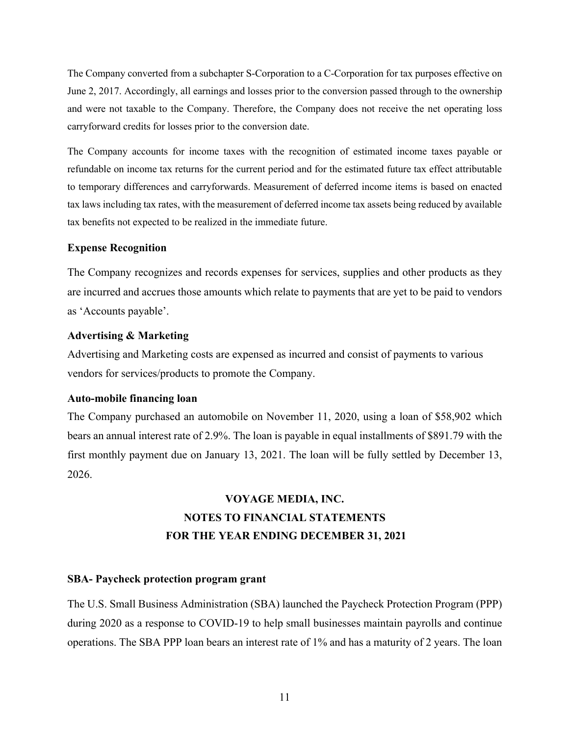The Company converted from a subchapter S-Corporation to a C-Corporation for tax purposes effective on June 2, 2017. Accordingly, all earnings and losses prior to the conversion passed through to the ownership and were not taxable to the Company. Therefore, the Company does not receive the net operating loss carryforward credits for losses prior to the conversion date.

The Company accounts for income taxes with the recognition of estimated income taxes payable or refundable on income tax returns for the current period and for the estimated future tax effect attributable to temporary differences and carryforwards. Measurement of deferred income items is based on enacted tax laws including tax rates, with the measurement of deferred income tax assets being reduced by available tax benefits not expected to be realized in the immediate future.

**Expense Recognition**

The Company recognizes and records expenses for services, supplies and other products as they are incurred and accrues those amounts which relate to payments that are yet to be paid to vendors as 'Accounts payable'.

**Advertising & Marketing**

Advertising and Marketing costs are expensed as incurred and consist of payments to various vendors for services/products to promote the Company.

**Auto-mobile financing loan**

The Company purchased an automobile on November 11, 2020, using a loan of $58,902 which bears an annual interest rate of 2.9%. The loan is payable in equal installments of $891.79 with the first monthly payment due on January 13, 2021. The loan will be fully settled by December 13, 2026.

## VOYAGE MEDIA, INC.
## NOTES TO FINANCIAL STATEMENTS
## FOR THE YEAR ENDING DECEMBER 31, 2021

**SBA- Paycheck protection program grant**

The U.S. Small Business Administration (SBA) launched the Paycheck Protection Program (PPP) during 2020 as a response to COVID-19 to help small businesses maintain payrolls and continue operations. The SBA PPP loan bears an interest rate of 1% and has a maturity of 2 years. The loan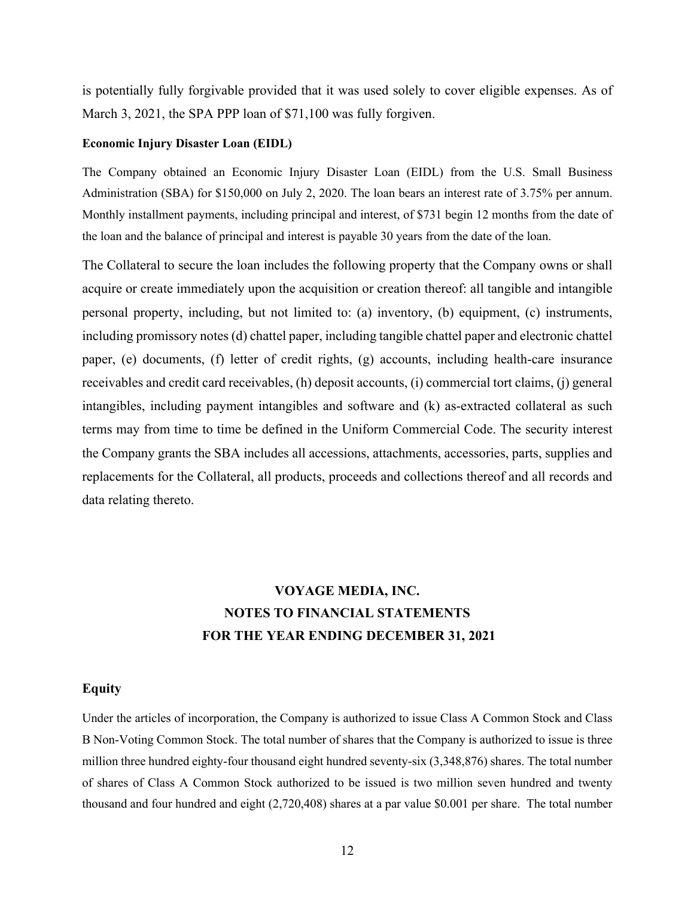is potentially fully forgivable provided that it was used solely to cover eligible expenses. As of March 3, 2021, the SPA PPP loan of $71,100 was fully forgiven.

**Economic Injury Disaster Loan (EIDL)**

The Company obtained an Economic Injury Disaster Loan (EIDL) from the U.S. Small Business Administration (SBA) for $150,000 on July 2, 2020. The loan bears an interest rate of 3.75% per annum. Monthly installment payments, including principal and interest, of $731 begin 12 months from the date of the loan and the balance of principal and interest is payable 30 years from the date of the loan.

The Collateral to secure the loan includes the following property that the Company owns or shall acquire or create immediately upon the acquisition or creation thereof: all tangible and intangible personal property, including, but not limited to: (a) inventory, (b) equipment, (c) instruments, including promissory notes (d) chattel paper, including tangible chattel paper and electronic chattel paper, (e) documents, (f) letter of credit rights, (g) accounts, including health-care insurance receivables and credit card receivables, (h) deposit accounts, (i) commercial tort claims, (j) general intangibles, including payment intangibles and software and (k) as-extracted collateral as such terms may from time to time be defined in the Uniform Commercial Code. The security interest the Company grants the SBA includes all accessions, attachments, accessories, parts, supplies and replacements for the Collateral, all products, proceeds and collections thereof and all records and data relating thereto.

**VOYAGE MEDIA, INC.**
**NOTES TO FINANCIAL STATEMENTS**
**FOR THE YEAR ENDING DECEMBER 31, 2021**

**Equity**

Under the articles of incorporation, the Company is authorized to issue Class A Common Stock and Class B Non-Voting Common Stock. The total number of shares that the Company is authorized to issue is three million three hundred eighty-four thousand eight hundred seventy-six (3,348,876) shares. The total number of shares of Class A Common Stock authorized to be issued is two million seven hundred and twenty thousand and four hundred and eight (2,720,408) shares at a par value $0.001 per share. The total number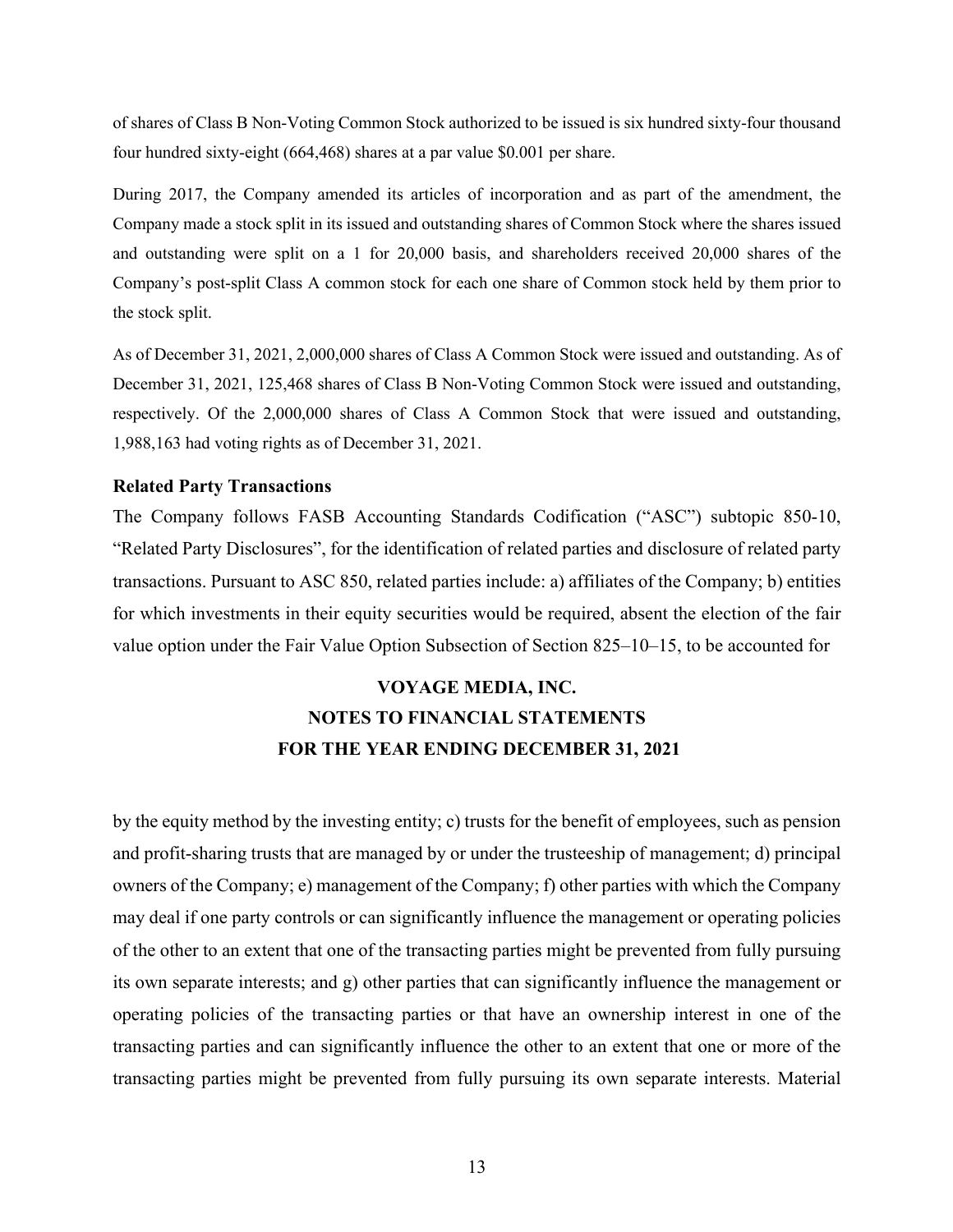of shares of Class B Non-Voting Common Stock authorized to be issued is six hundred sixty-four thousand four hundred sixty-eight (664,468) shares at a par value $0.001 per share.

During 2017, the Company amended its articles of incorporation and as part of the amendment, the Company made a stock split in its issued and outstanding shares of Common Stock where the shares issued and outstanding were split on a 1 for 20,000 basis, and shareholders received 20,000 shares of the Company's post-split Class A common stock for each one share of Common stock held by them prior to the stock split.

As of December 31, 2021, 2,000,000 shares of Class A Common Stock were issued and outstanding. As of December 31, 2021, 125,468 shares of Class B Non-Voting Common Stock were issued and outstanding, respectively. Of the 2,000,000 shares of Class A Common Stock that were issued and outstanding, 1,988,163 had voting rights as of December 31, 2021.

**Related Party Transactions**

The Company follows FASB Accounting Standards Codification ("ASC") subtopic 850-10, "Related Party Disclosures", for the identification of related parties and disclosure of related party transactions. Pursuant to ASC 850, related parties include: a) affiliates of the Company; b) entities for which investments in their equity securities would be required, absent the election of the fair value option under the Fair Value Option Subsection of Section 825–10–15, to be accounted for

**VOYAGE MEDIA, INC.**
**NOTES TO FINANCIAL STATEMENTS**
**FOR THE YEAR ENDING DECEMBER 31, 2021**

by the equity method by the investing entity; c) trusts for the benefit of employees, such as pension and profit-sharing trusts that are managed by or under the trusteeship of management; d) principal owners of the Company; e) management of the Company; f) other parties with which the Company may deal if one party controls or can significantly influence the management or operating policies of the other to an extent that one of the transacting parties might be prevented from fully pursuing its own separate interests; and g) other parties that can significantly influence the management or operating policies of the transacting parties or that have an ownership interest in one of the transacting parties and can significantly influence the other to an extent that one or more of the transacting parties might be prevented from fully pursuing its own separate interests. Material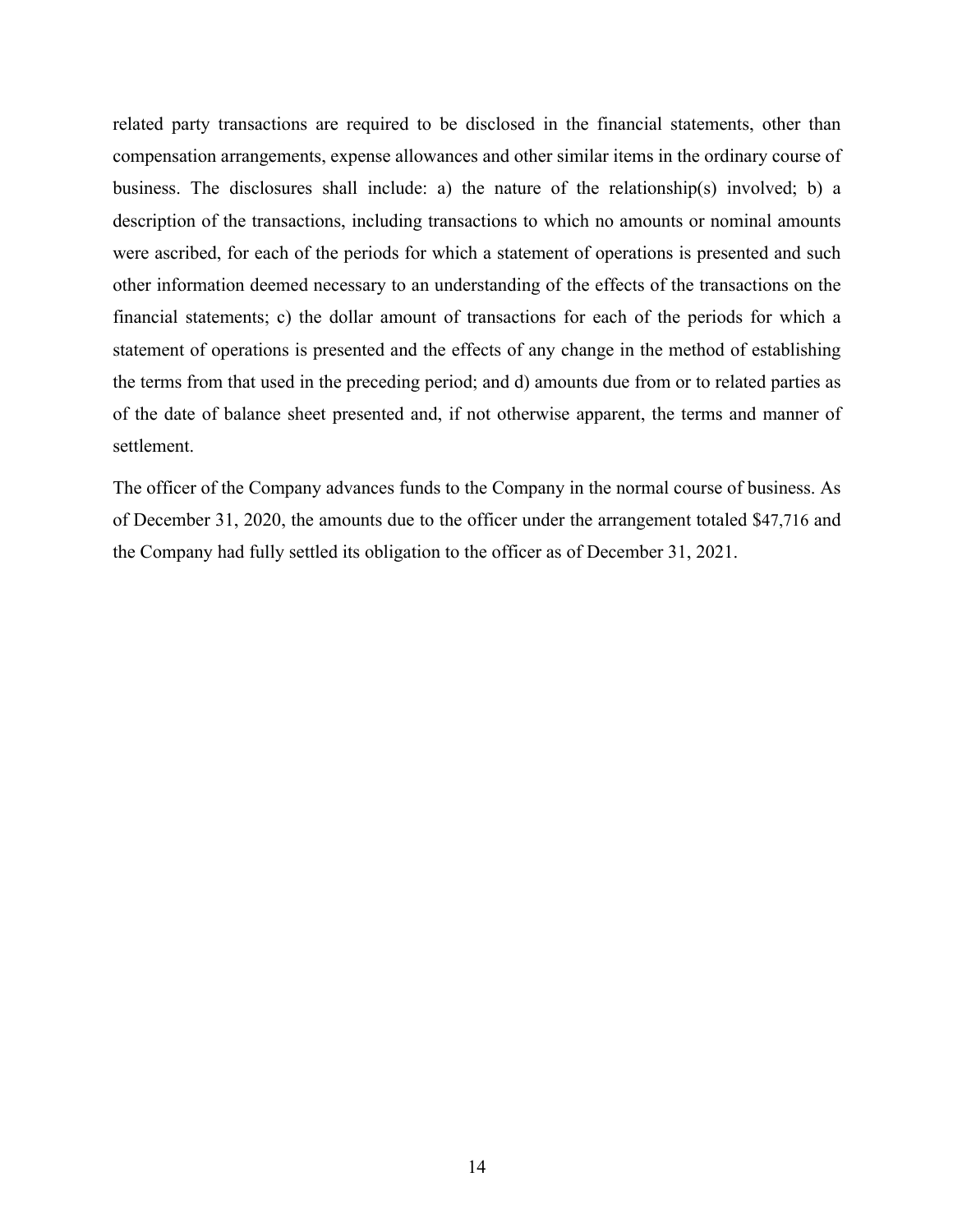related party transactions are required to be disclosed in the financial statements, other than compensation arrangements, expense allowances and other similar items in the ordinary course of business. The disclosures shall include: a) the nature of the relationship(s) involved; b) a description of the transactions, including transactions to which no amounts or nominal amounts were ascribed, for each of the periods for which a statement of operations is presented and such other information deemed necessary to an understanding of the effects of the transactions on the financial statements; c) the dollar amount of transactions for each of the periods for which a statement of operations is presented and the effects of any change in the method of establishing the terms from that used in the preceding period; and d) amounts due from or to related parties as of the date of balance sheet presented and, if not otherwise apparent, the terms and manner of settlement.

The officer of the Company advances funds to the Company in the normal course of business. As of December 31, 2020, the amounts due to the officer under the arrangement totaled $47,716 and the Company had fully settled its obligation to the officer as of December 31, 2021.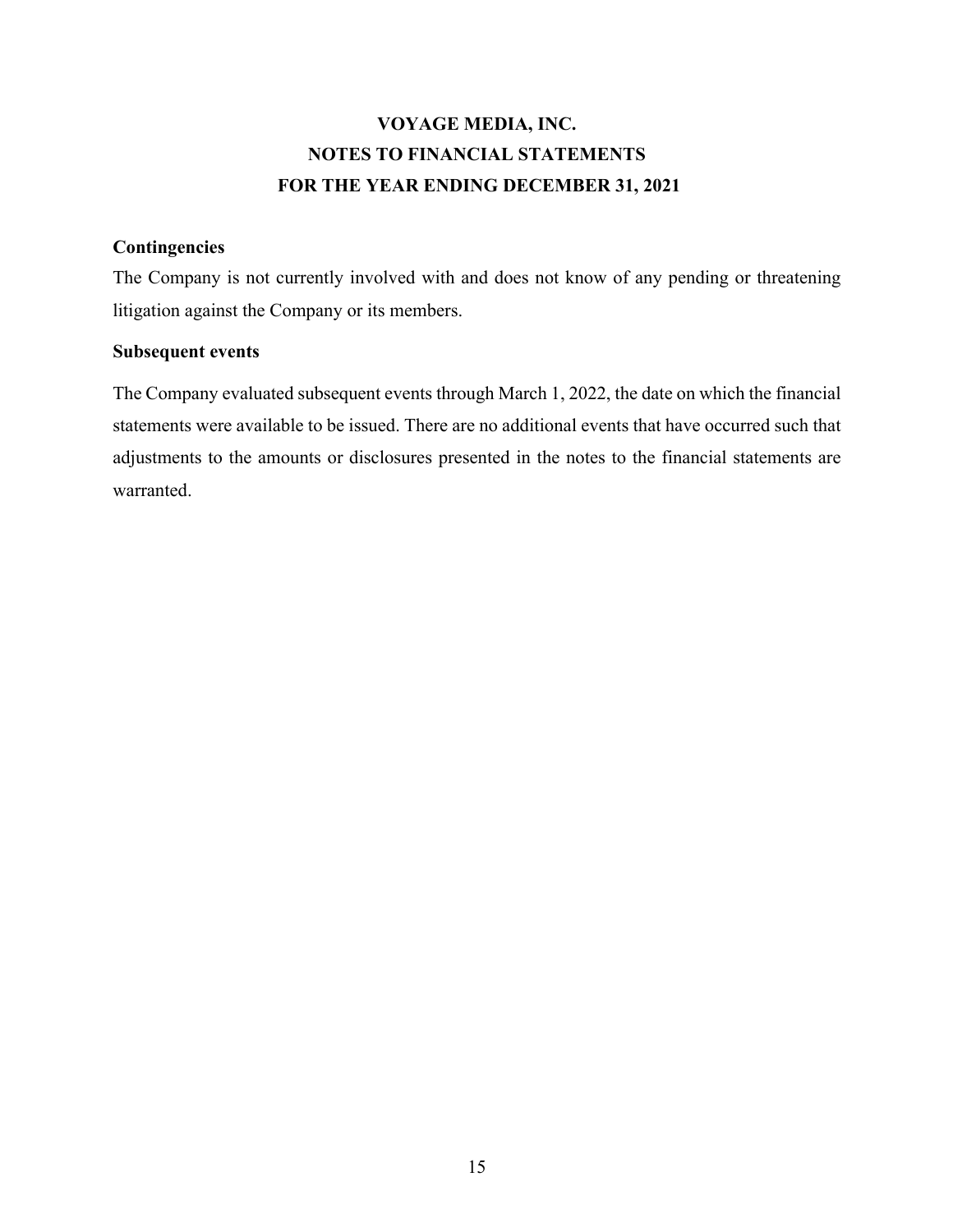# VOYAGE MEDIA, INC.
# NOTES TO FINANCIAL STATEMENTS
# FOR THE YEAR ENDING DECEMBER 31, 2021

**Contingencies**

The Company is not currently involved with and does not know of any pending or threatening litigation against the Company or its members.

**Subsequent events**

The Company evaluated subsequent events through March 1, 2022, the date on which the financial statements were available to be issued. There are no additional events that have occurred such that adjustments to the amounts or disclosures presented in the notes to the financial statements are warranted.